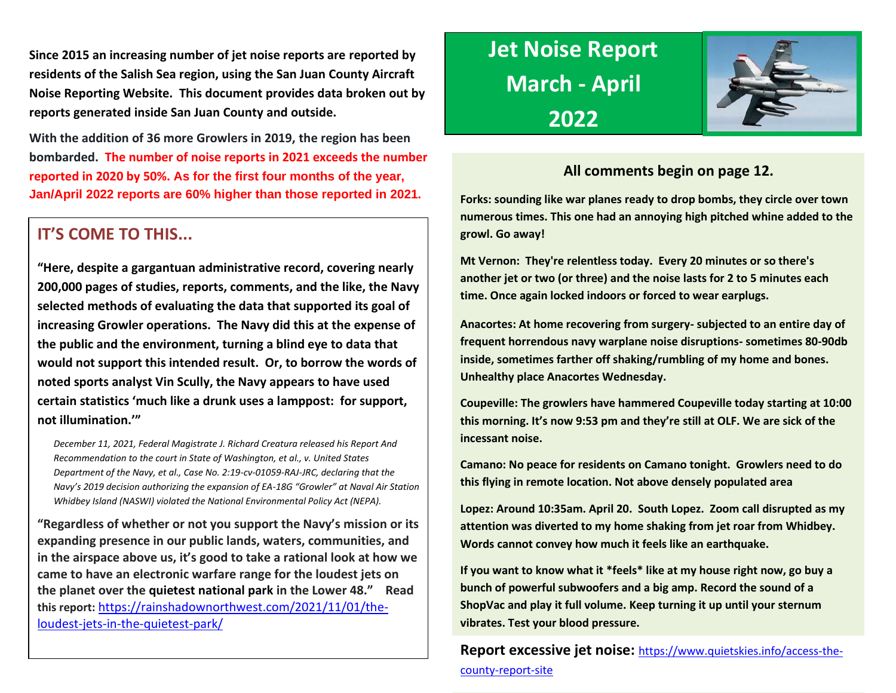# Jet Noise Report March - April 2022

**Since 2015 an increasing number of jet noise reports are reported by residents of the Salish Sea region, using the San Juan County Aircraft Noise Reporting Website. This document provides data broken out by reports generated inside San Juan County and outside.**

**With the addition of 36 more Growlers in 2019, the region has been bombarded. The number of noise reports in 2021 exceeds the number reported in 2020 by 50%. As for the first four months of the year, Jan/April 2022 reports are 60% higher than those reported in 2021.**

## IT'S COME TO THIS...

**"Here, despite a gargantuan administrative record, covering nearly 200,000 pages of studies, reports, comments, and the like, the Navy selected methods of evaluating the data that supported its goal of increasing Growler operations. The Navy did this at the expense of the public and the environment, turning a blind eye to data that would not support this intended result. Or, to borrow the words of noted sports analyst Vin Scully, the Navy appears to have used certain statistics 'much like a drunk uses a lamppost: for support, not illumination.'"**

*December 11, 2021, Federal Magistrate J. Richard Creatura released his Report And Recommendation to the court in State of Washington, et al., v. United States Department of the Navy, et al., Case No. 2:19-cv-01059-RAJ-JRC, declaring that the Navy's 2019 decision authorizing the expansion of EA-18G "Growler" at Naval Air Station Whidbey Island (NASWI) violated the National Environmental Policy Act (NEPA).*

**"Regardless of whether or not you support the Navy's mission or its expanding presence in our public lands, waters, communities, and in the airspace above us, it's good to take a rational look at how we came to have an electronic warfare range for the loudest jets on the planet over the quietest national park in the Lower 48." Read this report:** https://rainshadownorthwest.com/2021/11/01/the-loudest-jets-in-the-quietest-park/

### All comments begin on page 12.

**Forks: sounding like war planes ready to drop bombs, they circle over town numerous times. This one had an annoying high pitched whine added to the growl. Go away!**

**Mt Vernon: They're relentless today. Every 20 minutes or so there's another jet or two (or three) and the noise lasts for 2 to 5 minutes each time. Once again locked indoors or forced to wear earplugs.**

**Anacortes: At home recovering from surgery- subjected to an entire day of frequent horrendous navy warplane noise disruptions- sometimes 80-90db inside, sometimes farther off shaking/rumbling of my home and bones. Unhealthy place Anacortes Wednesday.**

**Coupeville: The growlers have hammered Coupeville today starting at 10:00 this morning. It's now 9:53 pm and they're still at OLF. We are sick of the incessant noise.**

**Camano: No peace for residents on Camano tonight. Growlers need to do this flying in remote location. Not above densely populated area**

**Lopez: Around 10:35am. April 20. South Lopez. Zoom call disrupted as my attention was diverted to my home shaking from jet roar from Whidbey. Words cannot convey how much it feels like an earthquake.**

**If you want to know what it *feels* like at my house right now, go buy a bunch of powerful subwoofers and a big amp. Record the sound of a ShopVac and play it full volume. Keep turning it up until your sternum vibrates. Test your blood pressure.**

**Report excessive jet noise:** https://www.quietskies.info/access-the-county-report-site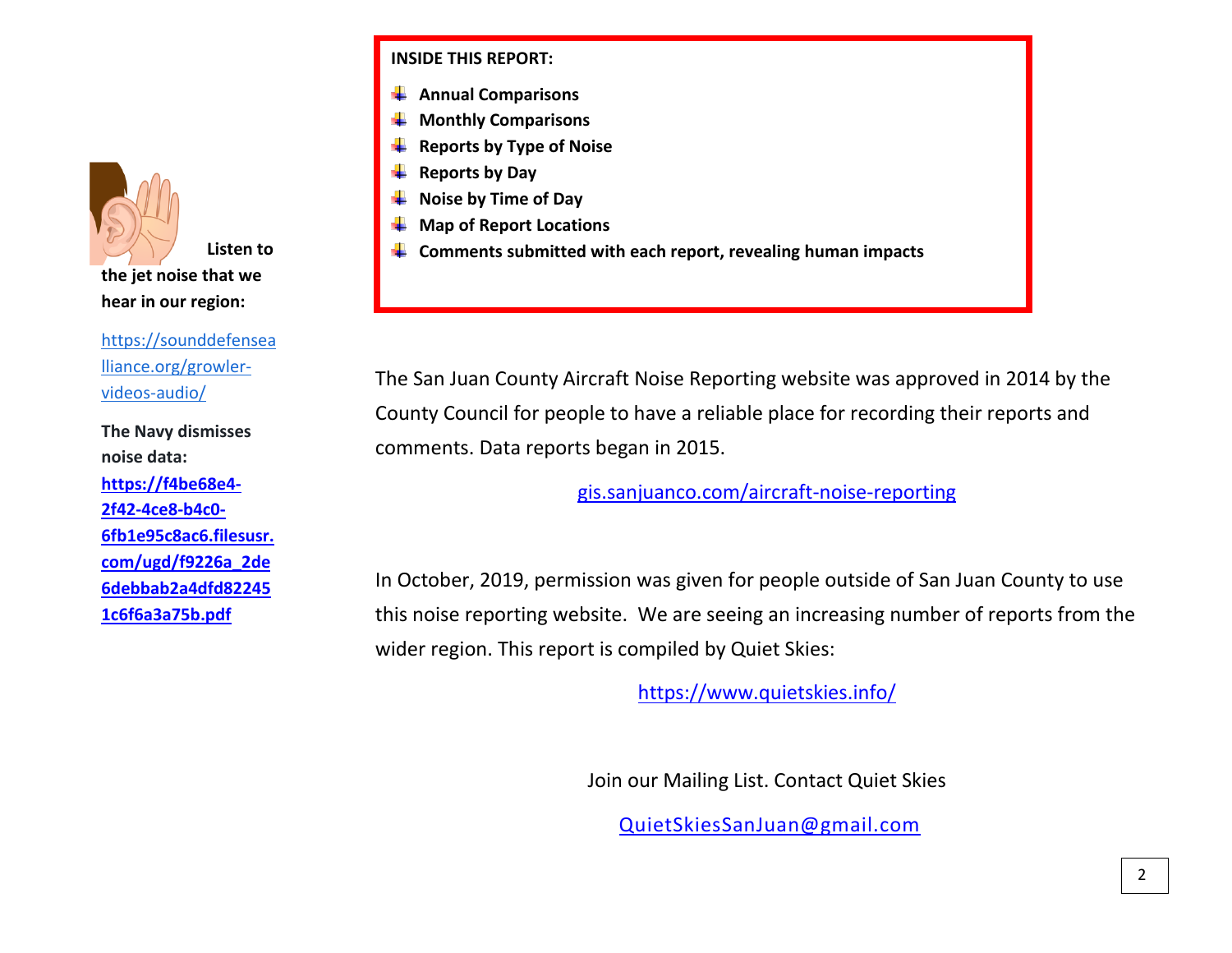**Listen to the jet noise that we hear in our region:**

https://sounddefensealliance.org/growler-videos-audio/

**The Navy dismisses noise data:**

**https://f4be68e4-2f42-4ce8-b4c0-6fb1e95c8ac6.filesusr.com/ugd/f9226a_2de6debbab2a4dfd822451c6f6a3a75b.pdf**

**INSIDE THIS REPORT:**

- **Annual Comparisons**
- **Monthly Comparisons**
- **Reports by Type of Noise**
- **Reports by Day**
- **Noise by Time of Day**
- **Map of Report Locations**
- **Comments submitted with each report, revealing human impacts**

The San Juan County Aircraft Noise Reporting website was approved in 2014 by the County Council for people to have a reliable place for recording their reports and comments. Data reports began in 2015.

gis.sanjuanco.com/aircraft-noise-reporting

In October, 2019, permission was given for people outside of San Juan County to use this noise reporting website. We are seeing an increasing number of reports from the wider region. This report is compiled by Quiet Skies:

https://www.quietskies.info/

Join our Mailing List. Contact Quiet Skies

QuietSkiesSanJuan@gmail.com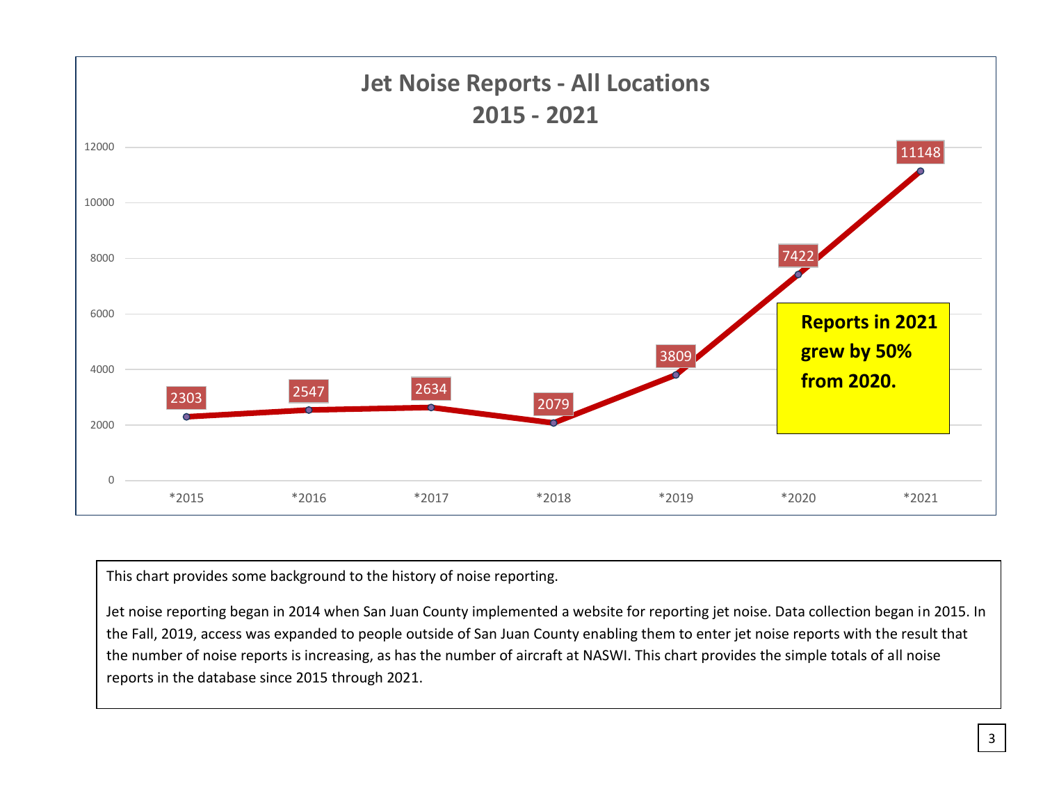## Jet Noise Reports - All Locations 2015 - 2021

| Year | Reports |
|---|---|
| *2015 | 2303 |
| *2016 | 2547 |
| *2017 | 2634 |
| *2018 | 2079 |
| *2019 | 3809 |
| *2020 | 7422 |
| *2021 | 11148 |

**Reports in 2021 grew by 50% from 2020.**

This chart provides some background to the history of noise reporting.

Jet noise reporting began in 2014 when San Juan County implemented a website for reporting jet noise. Data collection began in 2015. In the Fall, 2019, access was expanded to people outside of San Juan County enabling them to enter jet noise reports with the result that the number of noise reports is increasing, as has the number of aircraft at NASWI. This chart provides the simple totals of all noise reports in the database since 2015 through 2021.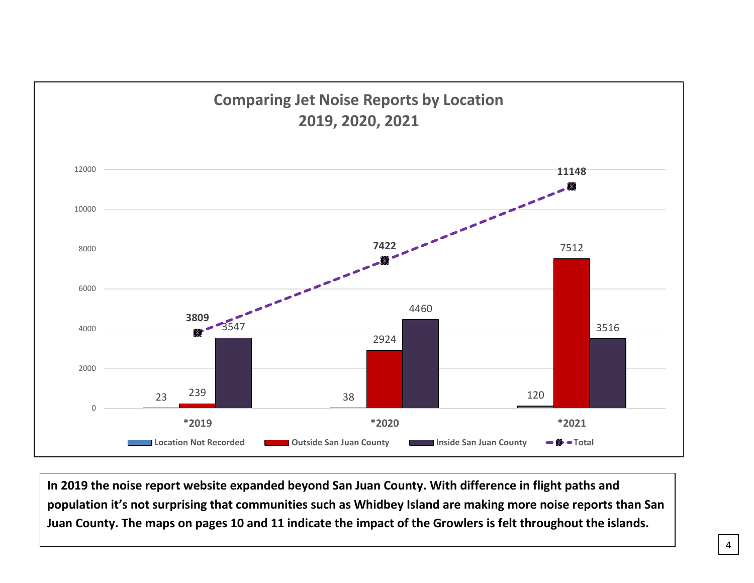## Comparing Jet Noise Reports by Location
## 2019, 2020, 2021

| Year | Location Not Recorded | Outside San Juan County | Inside San Juan County | Total |
|---|---|---|---|---|
| *2019 | 23 | 239 | 3547 | 3809 |
| *2020 | 38 | 2924 | 4460 | 7422 |
| *2021 | 120 | 7512 | 3516 | 11148 |

**In 2019 the noise report website expanded beyond San Juan County. With difference in flight paths and population it's not surprising that communities such as Whidbey Island are making more noise reports than San Juan County. The maps on pages 10 and 11 indicate the impact of the Growlers is felt throughout the islands.**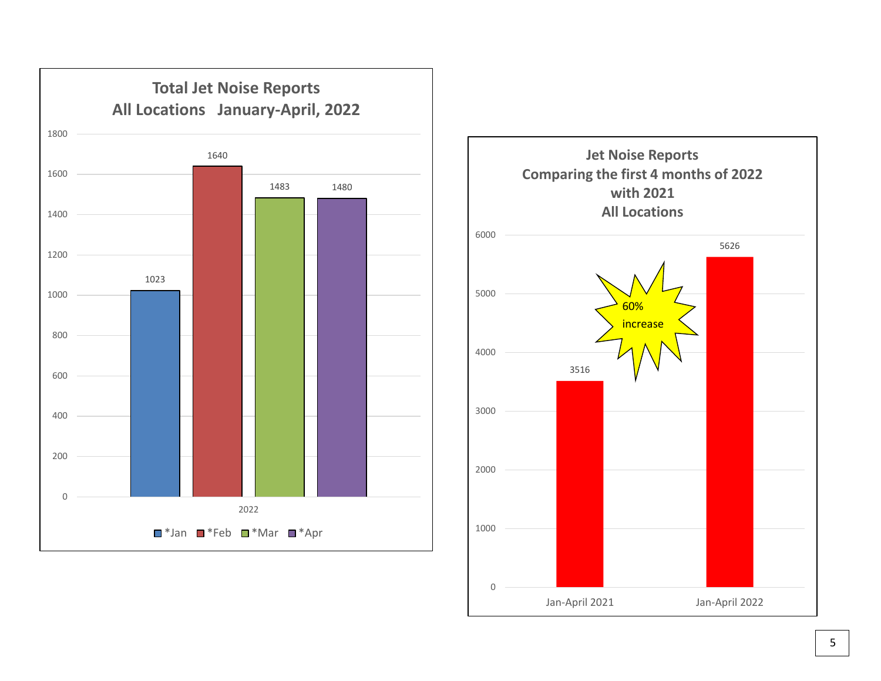## Total Jet Noise Reports
## All Locations January-April, 2022

| 2022 | *Jan | *Feb | *Mar | *Apr |
|---|---|---|---|---|
| Reports | 1023 | 1640 | 1483 | 1480 |

## Jet Noise Reports
## Comparing the first 4 months of 2022 with 2021
## All Locations

| Period | Reports |
|---|---|
| Jan-April 2021 | 3516 |
| Jan-April 2022 | 5626 |

60% increase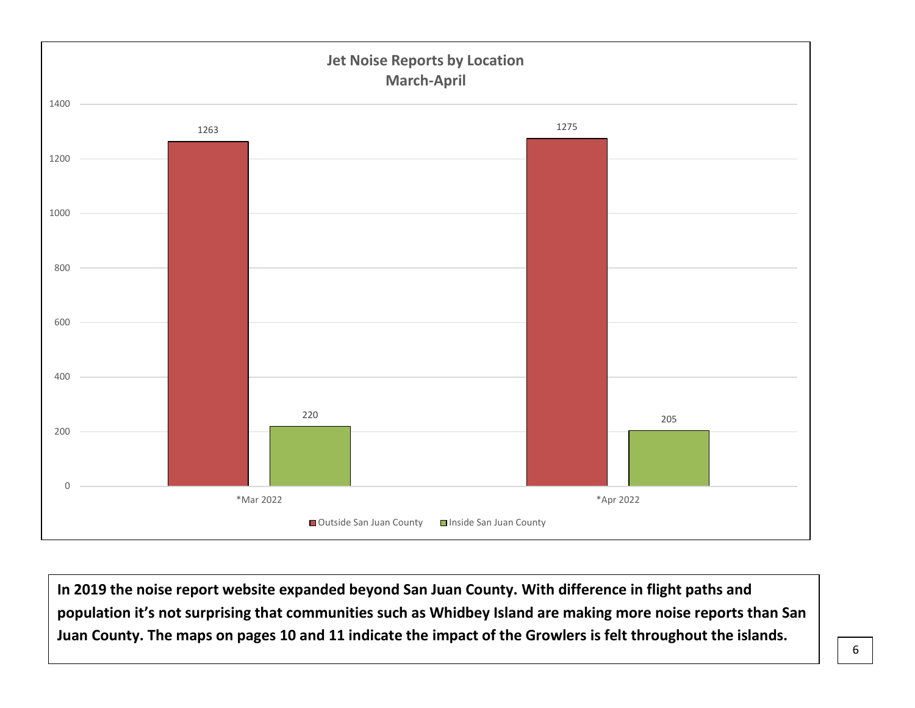**Jet Noise Reports by Location**
**March-April**

| | *Mar 2022 | *Apr 2022 |
|---|---|---|
| Outside San Juan County | 1263 | 1275 |
| Inside San Juan County | 220 | 205 |

**In 2019 the noise report website expanded beyond San Juan County. With difference in flight paths and population it's not surprising that communities such as Whidbey Island are making more noise reports than San Juan County. The maps on pages 10 and 11 indicate the impact of the Growlers is felt throughout the islands.**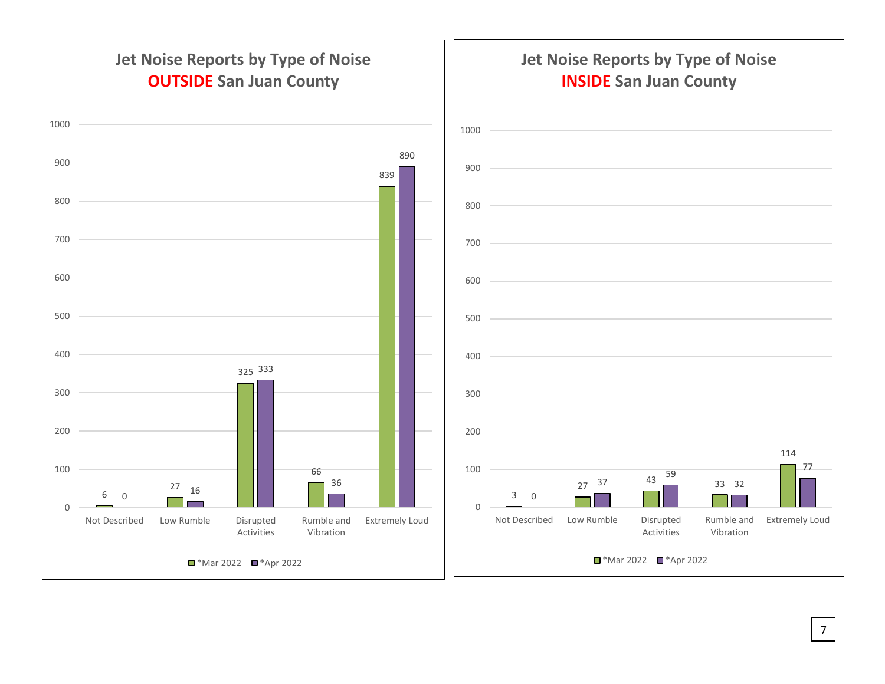## Jet Noise Reports by Type of Noise OUTSIDE San Juan County

| Type of Noise | *Mar 2022 | *Apr 2022 |
|---|---|---|
| Not Described | 6 | 0 |
| Low Rumble | 27 | 16 |
| Disrupted Activities | 325 | 333 |
| Rumble and Vibration | 66 | 36 |
| Extremely Loud | 839 | 890 |

## Jet Noise Reports by Type of Noise INSIDE San Juan County

| Type of Noise | *Mar 2022 | *Apr 2022 |
|---|---|---|
| Not Described | 3 | 0 |
| Low Rumble | 27 | 37 |
| Disrupted Activities | 43 | 59 |
| Rumble and Vibration | 33 | 32 |
| Extremely Loud | 114 | 77 |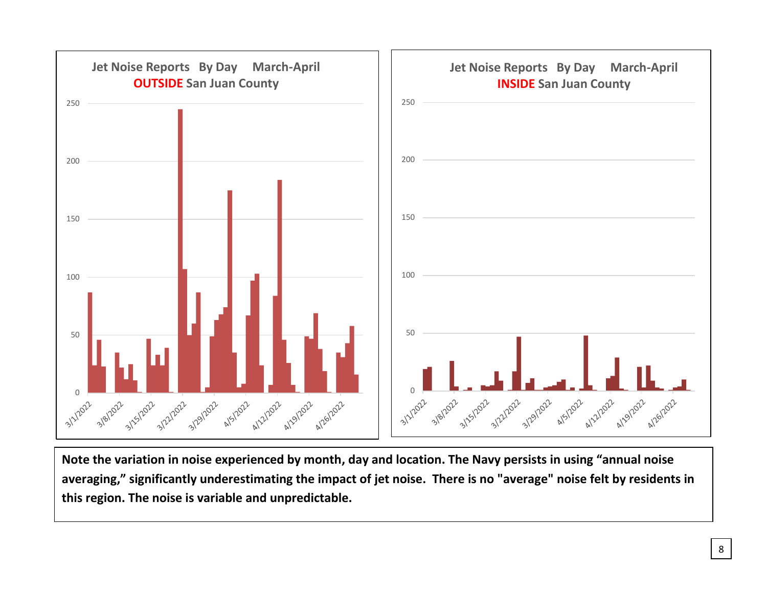**Jet Noise Reports By Day March-April**
**OUTSIDE San Juan County**

**Jet Noise Reports By Day March-April**
**INSIDE San Juan County**

**Note the variation in noise experienced by month, day and location. The Navy persists in using "annual noise averaging," significantly underestimating the impact of jet noise. There is no "average" noise felt by residents in this region. The noise is variable and unpredictable.**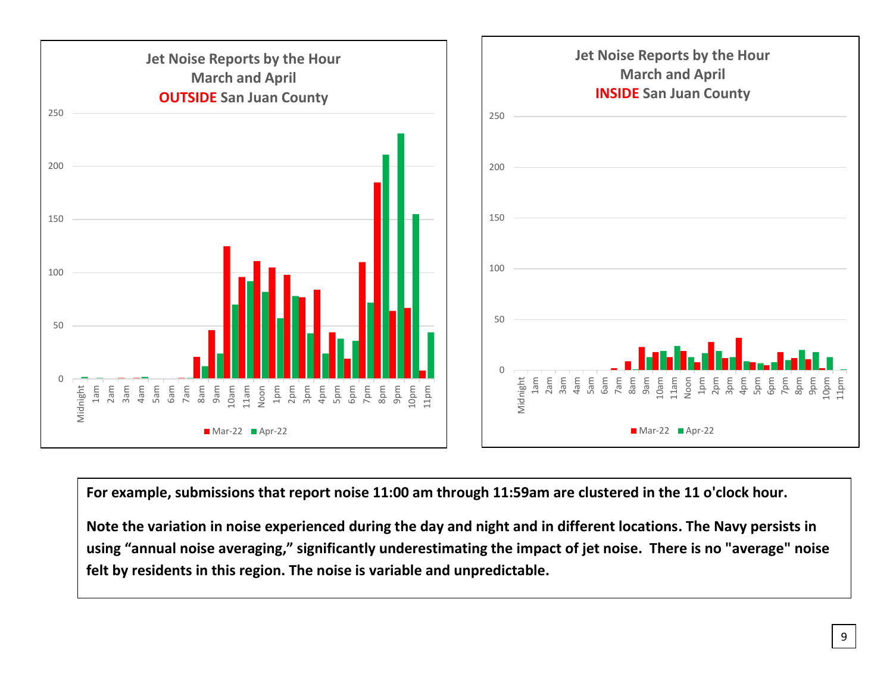**Jet Noise Reports by the Hour**
**March and April**
**OUTSIDE San Juan County**

**Jet Noise Reports by the Hour**
**March and April**
**INSIDE San Juan County**

**For example, submissions that report noise 11:00 am through 11:59am are clustered in the 11 o'clock hour.**

**Note the variation in noise experienced during the day and night and in different locations. The Navy persists in using "annual noise averaging," significantly underestimating the impact of jet noise. There is no "average" noise felt by residents in this region. The noise is variable and unpredictable.**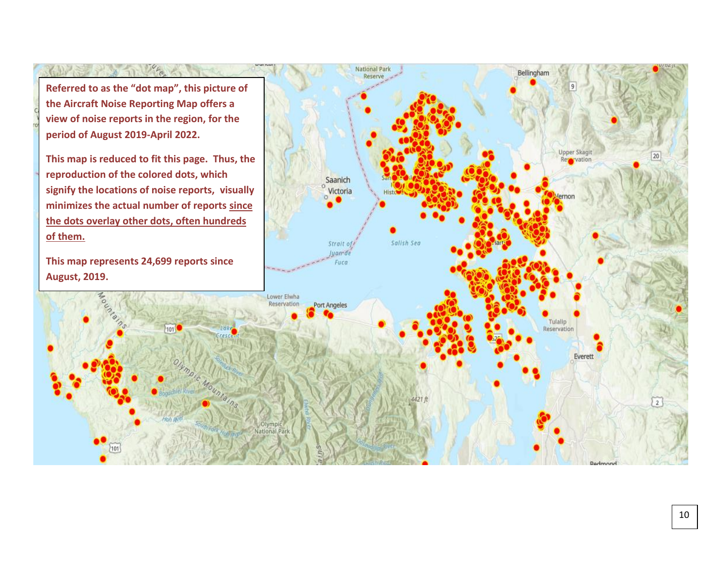**Referred to as the "dot map", this picture of the Aircraft Noise Reporting Map offers a view of noise reports in the region, for the period of August 2019-April 2022.**

**This map is reduced to fit this page. Thus, the reproduction of the colored dots, which signify the locations of noise reports, visually minimizes the actual number of reports <u>since the dots overlay other dots, often hundreds of them.</u>**

**This map represents 24,699 reports since August, 2019.**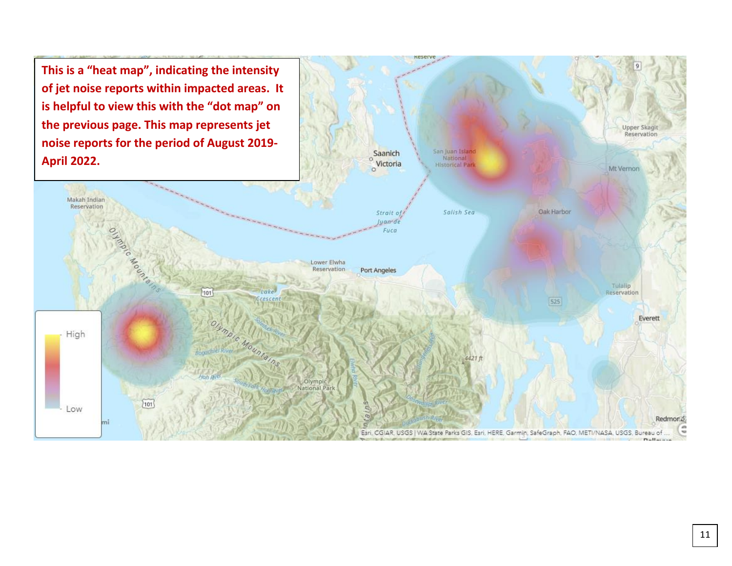**This is a "heat map", indicating the intensity of jet noise reports within impacted areas. It is helpful to view this with the "dot map" on the previous page. This map represents jet noise reports for the period of August 2019-April 2022.**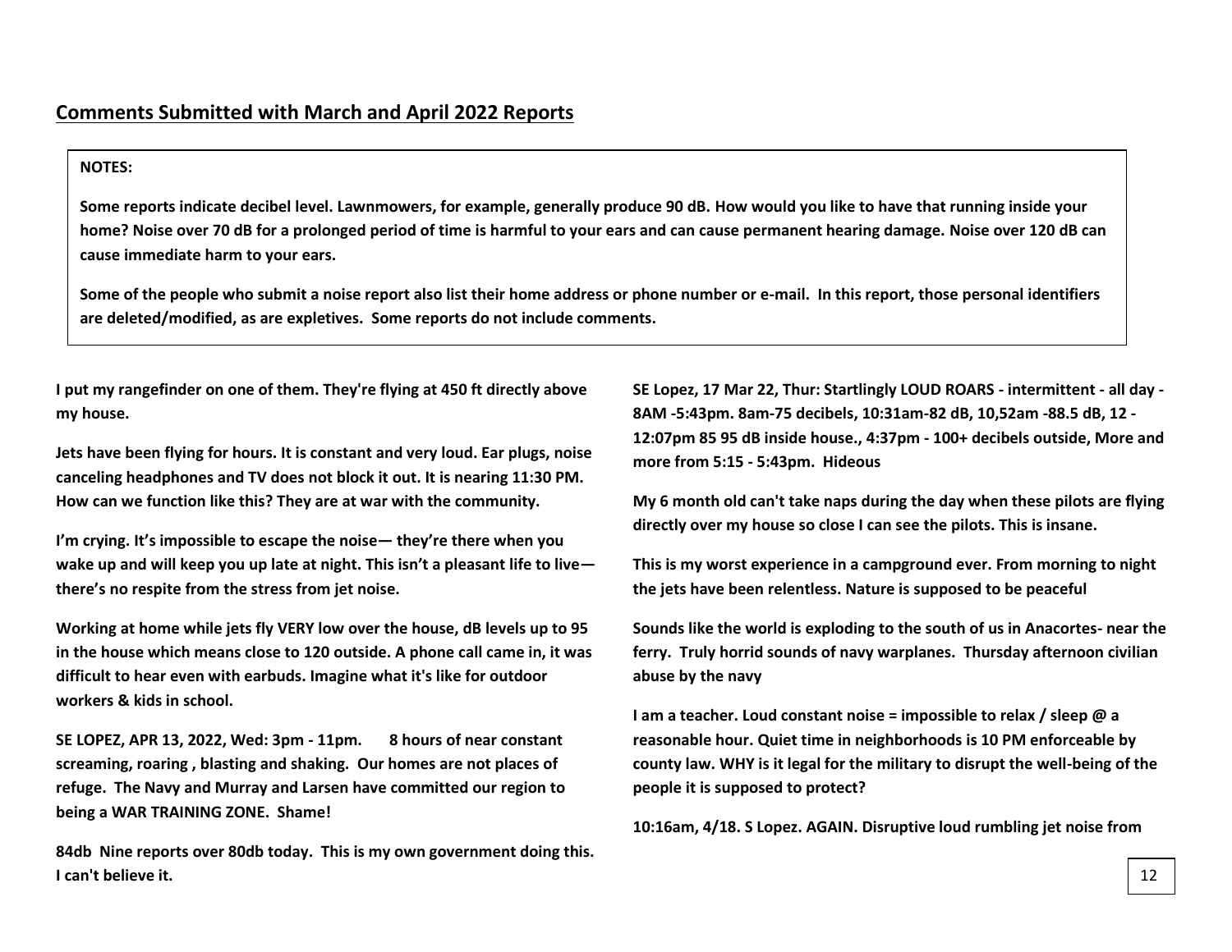## Comments Submitted with March and April 2022 Reports

> **NOTES:**
>
> **Some reports indicate decibel level. Lawnmowers, for example, generally produce 90 dB. How would you like to have that running inside your home? Noise over 70 dB for a prolonged period of time is harmful to your ears and can cause permanent hearing damage. Noise over 120 dB can cause immediate harm to your ears.**
>
> **Some of the people who submit a noise report also list their home address or phone number or e-mail. In this report, those personal identifiers are deleted/modified, as are expletives. Some reports do not include comments.**

**I put my rangefinder on one of them. They're flying at 450 ft directly above my house.**

**Jets have been flying for hours. It is constant and very loud. Ear plugs, noise canceling headphones and TV does not block it out. It is nearing 11:30 PM. How can we function like this? They are at war with the community.**

**I'm crying. It's impossible to escape the noise— they're there when you wake up and will keep you up late at night. This isn't a pleasant life to live— there's no respite from the stress from jet noise.**

**Working at home while jets fly VERY low over the house, dB levels up to 95 in the house which means close to 120 outside. A phone call came in, it was difficult to hear even with earbuds. Imagine what it's like for outdoor workers & kids in school.**

**SE LOPEZ, APR 13, 2022, Wed: 3pm - 11pm. 8 hours of near constant screaming, roaring , blasting and shaking. Our homes are not places of refuge. The Navy and Murray and Larsen have committed our region to being a WAR TRAINING ZONE. Shame!**

**84db Nine reports over 80db today. This is my own government doing this. I can't believe it.**

**SE Lopez, 17 Mar 22, Thur: Startlingly LOUD ROARS - intermittent - all day - 8AM -5:43pm. 8am-75 decibels, 10:31am-82 dB, 10,52am -88.5 dB, 12 - 12:07pm 85 95 dB inside house., 4:37pm - 100+ decibels outside, More and more from 5:15 - 5:43pm. Hideous**

**My 6 month old can't take naps during the day when these pilots are flying directly over my house so close I can see the pilots. This is insane.**

**This is my worst experience in a campground ever. From morning to night the jets have been relentless. Nature is supposed to be peaceful**

**Sounds like the world is exploding to the south of us in Anacortes- near the ferry. Truly horrid sounds of navy warplanes. Thursday afternoon civilian abuse by the navy**

**I am a teacher. Loud constant noise = impossible to relax / sleep @ a reasonable hour. Quiet time in neighborhoods is 10 PM enforceable by county law. WHY is it legal for the military to disrupt the well-being of the people it is supposed to protect?**

**10:16am, 4/18. S Lopez. AGAIN. Disruptive loud rumbling jet noise from**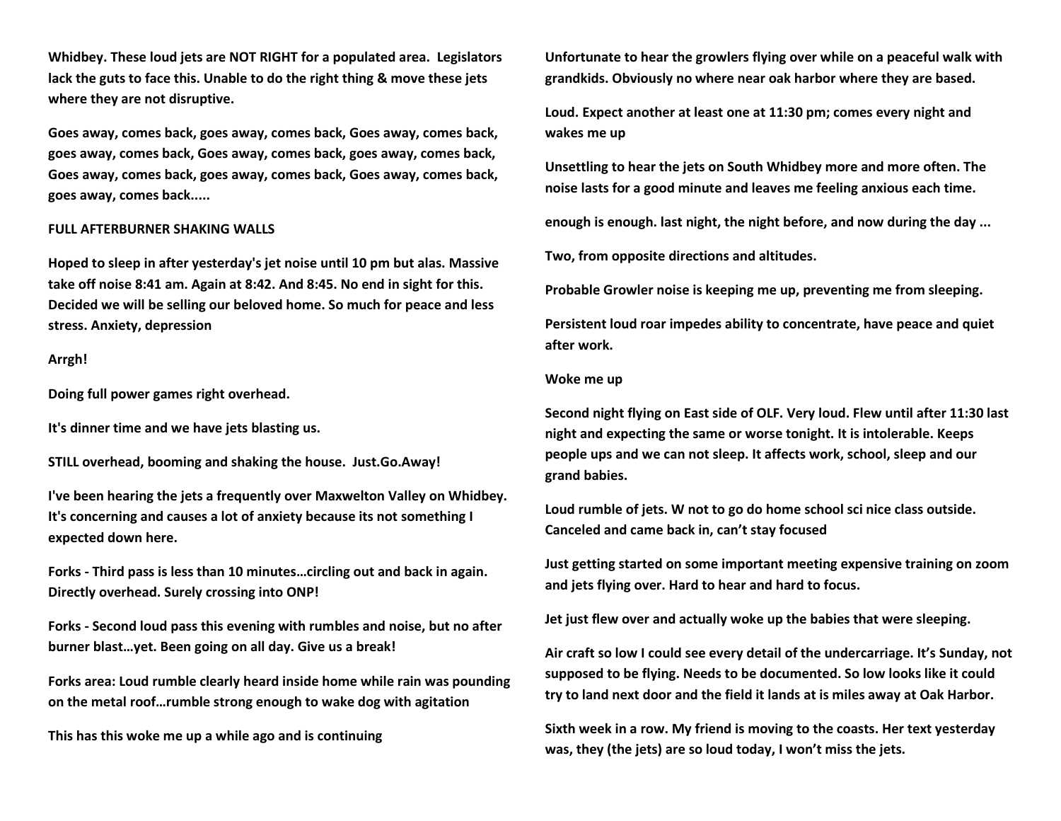**Whidbey. These loud jets are NOT RIGHT for a populated area. Legislators lack the guts to face this. Unable to do the right thing & move these jets where they are not disruptive.**

**Goes away, comes back, goes away, comes back, Goes away, comes back, goes away, comes back, Goes away, comes back, goes away, comes back, Goes away, comes back, goes away, comes back, Goes away, comes back, goes away, comes back.....**

**FULL AFTERBURNER SHAKING WALLS**

**Hoped to sleep in after yesterday's jet noise until 10 pm but alas. Massive take off noise 8:41 am. Again at 8:42. And 8:45. No end in sight for this. Decided we will be selling our beloved home. So much for peace and less stress. Anxiety, depression**

**Arrgh!**

**Doing full power games right overhead.**

**It's dinner time and we have jets blasting us.**

**STILL overhead, booming and shaking the house. Just.Go.Away!**

**I've been hearing the jets a frequently over Maxwelton Valley on Whidbey. It's concerning and causes a lot of anxiety because its not something I expected down here.**

**Forks - Third pass is less than 10 minutes…circling out and back in again. Directly overhead. Surely crossing into ONP!**

**Forks - Second loud pass this evening with rumbles and noise, but no after burner blast…yet. Been going on all day. Give us a break!**

**Forks area: Loud rumble clearly heard inside home while rain was pounding on the metal roof…rumble strong enough to wake dog with agitation**

**This has this woke me up a while ago and is continuing**

**Unfortunate to hear the growlers flying over while on a peaceful walk with grandkids. Obviously no where near oak harbor where they are based.**

**Loud. Expect another at least one at 11:30 pm; comes every night and wakes me up**

**Unsettling to hear the jets on South Whidbey more and more often. The noise lasts for a good minute and leaves me feeling anxious each time.**

**enough is enough. last night, the night before, and now during the day ...**

**Two, from opposite directions and altitudes.**

**Probable Growler noise is keeping me up, preventing me from sleeping.**

**Persistent loud roar impedes ability to concentrate, have peace and quiet after work.**

**Woke me up**

**Second night flying on East side of OLF. Very loud. Flew until after 11:30 last night and expecting the same or worse tonight. It is intolerable. Keeps people ups and we can not sleep. It affects work, school, sleep and our grand babies.**

**Loud rumble of jets. W not to go do home school sci nice class outside. Canceled and came back in, can't stay focused**

**Just getting started on some important meeting expensive training on zoom and jets flying over. Hard to hear and hard to focus.**

**Jet just flew over and actually woke up the babies that were sleeping.**

**Air craft so low I could see every detail of the undercarriage. It's Sunday, not supposed to be flying. Needs to be documented. So low looks like it could try to land next door and the field it lands at is miles away at Oak Harbor.**

**Sixth week in a row. My friend is moving to the coasts. Her text yesterday was, they (the jets) are so loud today, I won't miss the jets.**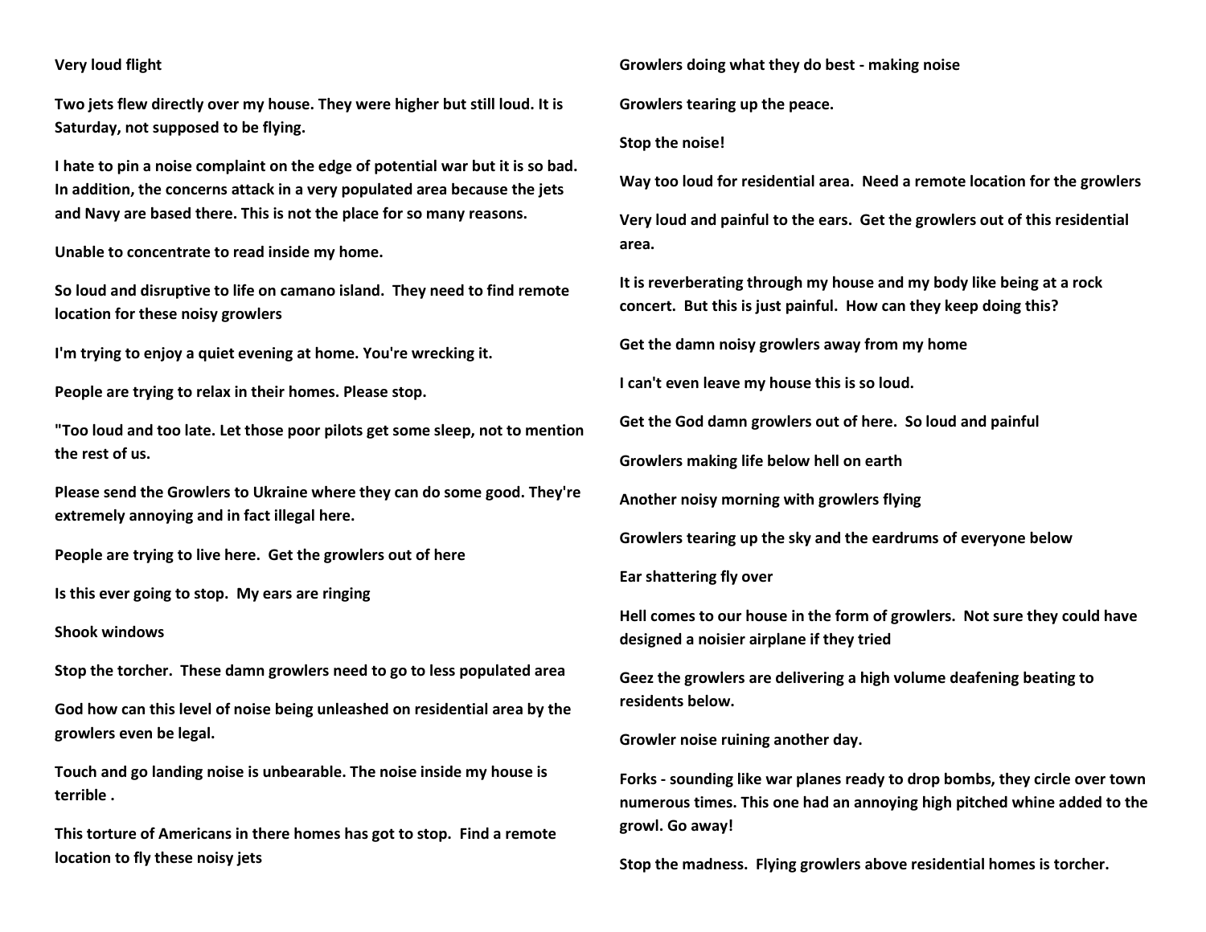**Very loud flight**

**Two jets flew directly over my house. They were higher but still loud. It is Saturday, not supposed to be flying.**

**I hate to pin a noise complaint on the edge of potential war but it is so bad. In addition, the concerns attack in a very populated area because the jets and Navy are based there. This is not the place for so many reasons.**

**Unable to concentrate to read inside my home.**

**So loud and disruptive to life on camano island. They need to find remote location for these noisy growlers**

**I'm trying to enjoy a quiet evening at home. You're wrecking it.**

**People are trying to relax in their homes. Please stop.**

**"Too loud and too late. Let those poor pilots get some sleep, not to mention the rest of us.**

**Please send the Growlers to Ukraine where they can do some good. They're extremely annoying and in fact illegal here.**

**People are trying to live here. Get the growlers out of here**

**Is this ever going to stop. My ears are ringing**

**Shook windows**

**Stop the torcher. These damn growlers need to go to less populated area**

**God how can this level of noise being unleashed on residential area by the growlers even be legal.**

**Touch and go landing noise is unbearable. The noise inside my house is terrible .**

**This torture of Americans in there homes has got to stop. Find a remote location to fly these noisy jets**

**Growlers doing what they do best - making noise**

**Growlers tearing up the peace.**

**Stop the noise!**

**Way too loud for residential area. Need a remote location for the growlers**

**Very loud and painful to the ears. Get the growlers out of this residential area.**

**It is reverberating through my house and my body like being at a rock concert. But this is just painful. How can they keep doing this?**

**Get the damn noisy growlers away from my home**

**I can't even leave my house this is so loud.**

**Get the God damn growlers out of here. So loud and painful**

**Growlers making life below hell on earth**

**Another noisy morning with growlers flying**

**Growlers tearing up the sky and the eardrums of everyone below**

**Ear shattering fly over**

**Hell comes to our house in the form of growlers. Not sure they could have designed a noisier airplane if they tried**

**Geez the growlers are delivering a high volume deafening beating to residents below.**

**Growler noise ruining another day.**

**Forks - sounding like war planes ready to drop bombs, they circle over town numerous times. This one had an annoying high pitched whine added to the growl. Go away!**

**Stop the madness. Flying growlers above residential homes is torcher.**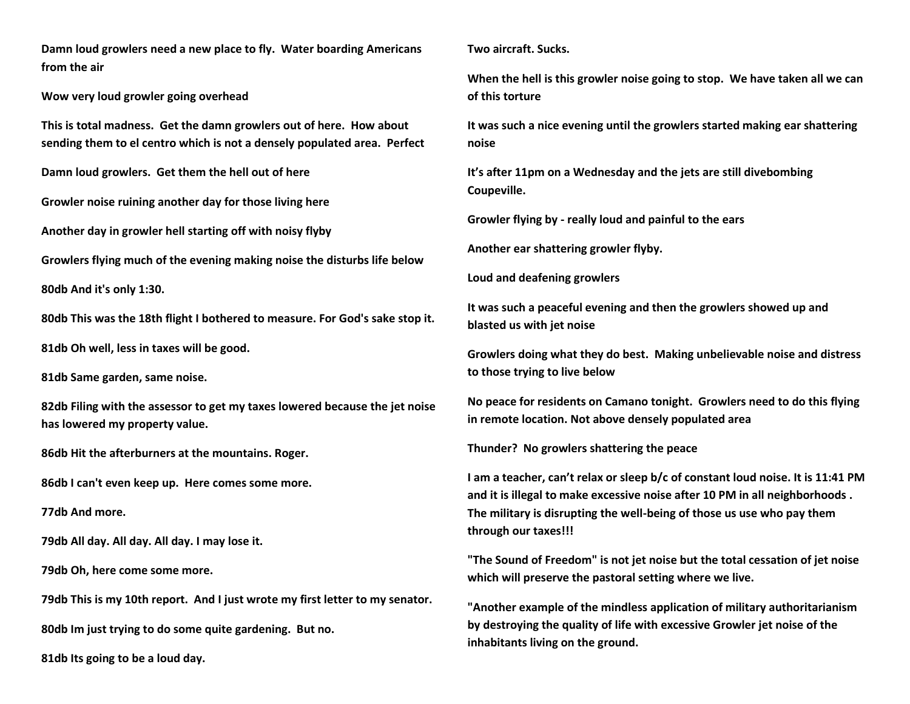**Damn loud growlers need a new place to fly. Water boarding Americans from the air**

**Wow very loud growler going overhead**

**This is total madness. Get the damn growlers out of here. How about sending them to el centro which is not a densely populated area. Perfect**

**Damn loud growlers. Get them the hell out of here**

**Growler noise ruining another day for those living here**

**Another day in growler hell starting off with noisy flyby**

**Growlers flying much of the evening making noise the disturbs life below**

**80db And it's only 1:30.**

**80db This was the 18th flight I bothered to measure. For God's sake stop it.**

**81db Oh well, less in taxes will be good.**

**81db Same garden, same noise.**

**82db Filing with the assessor to get my taxes lowered because the jet noise has lowered my property value.**

**86db Hit the afterburners at the mountains. Roger.**

**86db I can't even keep up. Here comes some more.**

**77db And more.**

**79db All day. All day. All day. I may lose it.**

**79db Oh, here come some more.**

**79db This is my 10th report. And I just wrote my first letter to my senator.**

**80db Im just trying to do some quite gardening. But no.**

**81db Its going to be a loud day.**

**Two aircraft. Sucks.**

**When the hell is this growler noise going to stop. We have taken all we can of this torture**

**It was such a nice evening until the growlers started making ear shattering noise**

**It's after 11pm on a Wednesday and the jets are still divebombing Coupeville.**

**Growler flying by - really loud and painful to the ears**

**Another ear shattering growler flyby.**

**Loud and deafening growlers**

**It was such a peaceful evening and then the growlers showed up and blasted us with jet noise**

**Growlers doing what they do best. Making unbelievable noise and distress to those trying to live below**

**No peace for residents on Camano tonight. Growlers need to do this flying in remote location. Not above densely populated area**

**Thunder? No growlers shattering the peace**

**I am a teacher, can't relax or sleep b/c of constant loud noise. It is 11:41 PM and it is illegal to make excessive noise after 10 PM in all neighborhoods . The military is disrupting the well-being of those us use who pay them through our taxes!!!**

**"The Sound of Freedom" is not jet noise but the total cessation of jet noise which will preserve the pastoral setting where we live.**

**"Another example of the mindless application of military authoritarianism by destroying the quality of life with excessive Growler jet noise of the inhabitants living on the ground.**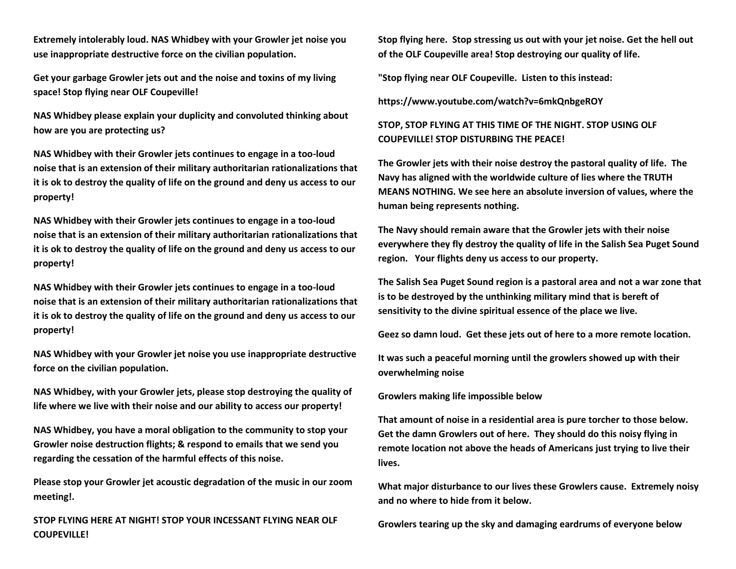**Extremely intolerably loud. NAS Whidbey with your Growler jet noise you use inappropriate destructive force on the civilian population.**

**Get your garbage Growler jets out and the noise and toxins of my living space! Stop flying near OLF Coupeville!**

**NAS Whidbey please explain your duplicity and convoluted thinking about how are you are protecting us?**

**NAS Whidbey with their Growler jets continues to engage in a too-loud noise that is an extension of their military authoritarian rationalizations that it is ok to destroy the quality of life on the ground and deny us access to our property!**

**NAS Whidbey with their Growler jets continues to engage in a too-loud noise that is an extension of their military authoritarian rationalizations that it is ok to destroy the quality of life on the ground and deny us access to our property!**

**NAS Whidbey with their Growler jets continues to engage in a too-loud noise that is an extension of their military authoritarian rationalizations that it is ok to destroy the quality of life on the ground and deny us access to our property!**

**NAS Whidbey with your Growler jet noise you use inappropriate destructive force on the civilian population.**

**NAS Whidbey, with your Growler jets, please stop destroying the quality of life where we live with their noise and our ability to access our property!**

**NAS Whidbey, you have a moral obligation to the community to stop your Growler noise destruction flights; & respond to emails that we send you regarding the cessation of the harmful effects of this noise.**

**Please stop your Growler jet acoustic degradation of the music in our zoom meeting!.**

**STOP FLYING HERE AT NIGHT! STOP YOUR INCESSANT FLYING NEAR OLF COUPEVILLE!**

**Stop flying here. Stop stressing us out with your jet noise. Get the hell out of the OLF Coupeville area! Stop destroying our quality of life.**

**"Stop flying near OLF Coupeville. Listen to this instead:**

**https://www.youtube.com/watch?v=6mkQnbgeROY**

**STOP, STOP FLYING AT THIS TIME OF THE NIGHT. STOP USING OLF COUPEVILLE! STOP DISTURBING THE PEACE!**

**The Growler jets with their noise destroy the pastoral quality of life. The Navy has aligned with the worldwide culture of lies where the TRUTH MEANS NOTHING. We see here an absolute inversion of values, where the human being represents nothing.**

**The Navy should remain aware that the Growler jets with their noise everywhere they fly destroy the quality of life in the Salish Sea Puget Sound region. Your flights deny us access to our property.**

**The Salish Sea Puget Sound region is a pastoral area and not a war zone that is to be destroyed by the unthinking military mind that is bereft of sensitivity to the divine spiritual essence of the place we live.**

**Geez so damn loud. Get these jets out of here to a more remote location.**

**It was such a peaceful morning until the growlers showed up with their overwhelming noise**

**Growlers making life impossible below**

**That amount of noise in a residential area is pure torcher to those below. Get the damn Growlers out of here. They should do this noisy flying in remote location not above the heads of Americans just trying to live their lives.**

**What major disturbance to our lives these Growlers cause. Extremely noisy and no where to hide from it below.**

**Growlers tearing up the sky and damaging eardrums of everyone below**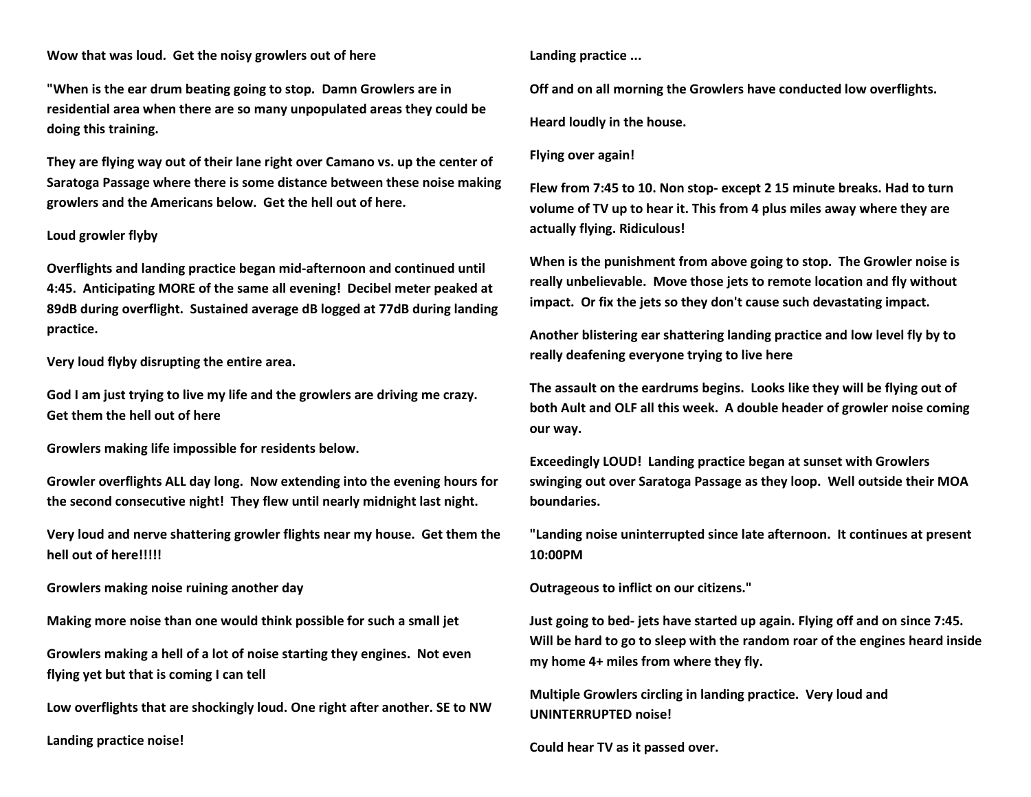**Wow that was loud. Get the noisy growlers out of here**

**"When is the ear drum beating going to stop. Damn Growlers are in residential area when there are so many unpopulated areas they could be doing this training.**

**They are flying way out of their lane right over Camano vs. up the center of Saratoga Passage where there is some distance between these noise making growlers and the Americans below. Get the hell out of here.**

**Loud growler flyby**

**Overflights and landing practice began mid-afternoon and continued until 4:45. Anticipating MORE of the same all evening! Decibel meter peaked at 89dB during overflight. Sustained average dB logged at 77dB during landing practice.**

**Very loud flyby disrupting the entire area.**

**God I am just trying to live my life and the growlers are driving me crazy. Get them the hell out of here**

**Growlers making life impossible for residents below.**

**Growler overflights ALL day long. Now extending into the evening hours for the second consecutive night! They flew until nearly midnight last night.**

**Very loud and nerve shattering growler flights near my house. Get them the hell out of here!!!!!**

**Growlers making noise ruining another day**

**Making more noise than one would think possible for such a small jet**

**Growlers making a hell of a lot of noise starting they engines. Not even flying yet but that is coming I can tell**

**Low overflights that are shockingly loud. One right after another. SE to NW**

**Landing practice noise!**

**Landing practice ...**

**Off and on all morning the Growlers have conducted low overflights.**

**Heard loudly in the house.**

**Flying over again!**

**Flew from 7:45 to 10. Non stop- except 2 15 minute breaks. Had to turn volume of TV up to hear it. This from 4 plus miles away where they are actually flying. Ridiculous!**

**When is the punishment from above going to stop. The Growler noise is really unbelievable. Move those jets to remote location and fly without impact. Or fix the jets so they don't cause such devastating impact.**

**Another blistering ear shattering landing practice and low level fly by to really deafening everyone trying to live here**

**The assault on the eardrums begins. Looks like they will be flying out of both Ault and OLF all this week. A double header of growler noise coming our way.**

**Exceedingly LOUD! Landing practice began at sunset with Growlers swinging out over Saratoga Passage as they loop. Well outside their MOA boundaries.**

**"Landing noise uninterrupted since late afternoon. It continues at present 10:00PM**

**Outrageous to inflict on our citizens."**

**Just going to bed- jets have started up again. Flying off and on since 7:45. Will be hard to go to sleep with the random roar of the engines heard inside my home 4+ miles from where they fly.**

**Multiple Growlers circling in landing practice. Very loud and UNINTERRUPTED noise!**

**Could hear TV as it passed over.**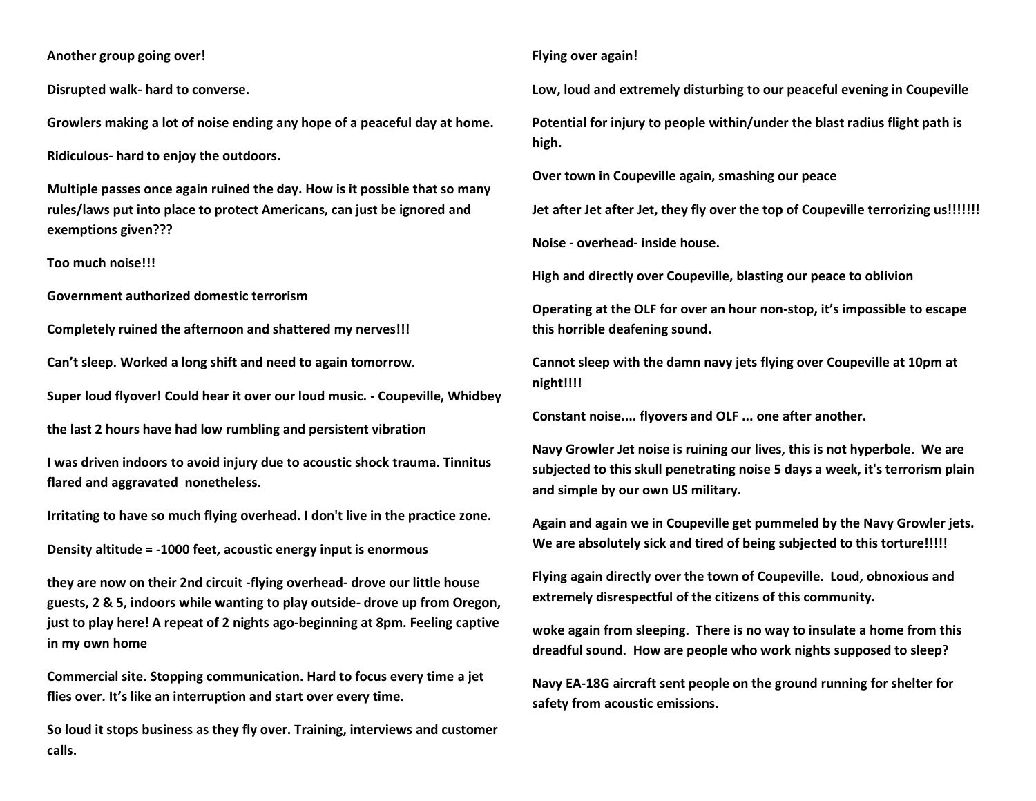**Another group going over!**

**Disrupted walk- hard to converse.**

**Growlers making a lot of noise ending any hope of a peaceful day at home.**

**Ridiculous- hard to enjoy the outdoors.**

**Multiple passes once again ruined the day. How is it possible that so many rules/laws put into place to protect Americans, can just be ignored and exemptions given???**

**Too much noise!!!**

**Government authorized domestic terrorism**

**Completely ruined the afternoon and shattered my nerves!!!**

**Can't sleep. Worked a long shift and need to again tomorrow.**

**Super loud flyover! Could hear it over our loud music. - Coupeville, Whidbey**

**the last 2 hours have had low rumbling and persistent vibration**

**I was driven indoors to avoid injury due to acoustic shock trauma. Tinnitus flared and aggravated nonetheless.**

**Irritating to have so much flying overhead. I don't live in the practice zone.**

**Density altitude = -1000 feet, acoustic energy input is enormous**

**they are now on their 2nd circuit -flying overhead- drove our little house guests, 2 & 5, indoors while wanting to play outside- drove up from Oregon, just to play here! A repeat of 2 nights ago-beginning at 8pm. Feeling captive in my own home**

**Commercial site. Stopping communication. Hard to focus every time a jet flies over. It's like an interruption and start over every time.**

**So loud it stops business as they fly over. Training, interviews and customer calls.**

**Flying over again!**

**Low, loud and extremely disturbing to our peaceful evening in Coupeville**

**Potential for injury to people within/under the blast radius flight path is high.**

**Over town in Coupeville again, smashing our peace**

**Jet after Jet after Jet, they fly over the top of Coupeville terrorizing us!!!!!!!**

**Noise - overhead- inside house.**

**High and directly over Coupeville, blasting our peace to oblivion**

**Operating at the OLF for over an hour non-stop, it's impossible to escape this horrible deafening sound.**

**Cannot sleep with the damn navy jets flying over Coupeville at 10pm at night!!!!**

**Constant noise.... flyovers and OLF ... one after another.**

**Navy Growler Jet noise is ruining our lives, this is not hyperbole. We are subjected to this skull penetrating noise 5 days a week, it's terrorism plain and simple by our own US military.**

**Again and again we in Coupeville get pummeled by the Navy Growler jets. We are absolutely sick and tired of being subjected to this torture!!!!!**

**Flying again directly over the town of Coupeville. Loud, obnoxious and extremely disrespectful of the citizens of this community.**

**woke again from sleeping. There is no way to insulate a home from this dreadful sound. How are people who work nights supposed to sleep?**

**Navy EA-18G aircraft sent people on the ground running for shelter for safety from acoustic emissions.**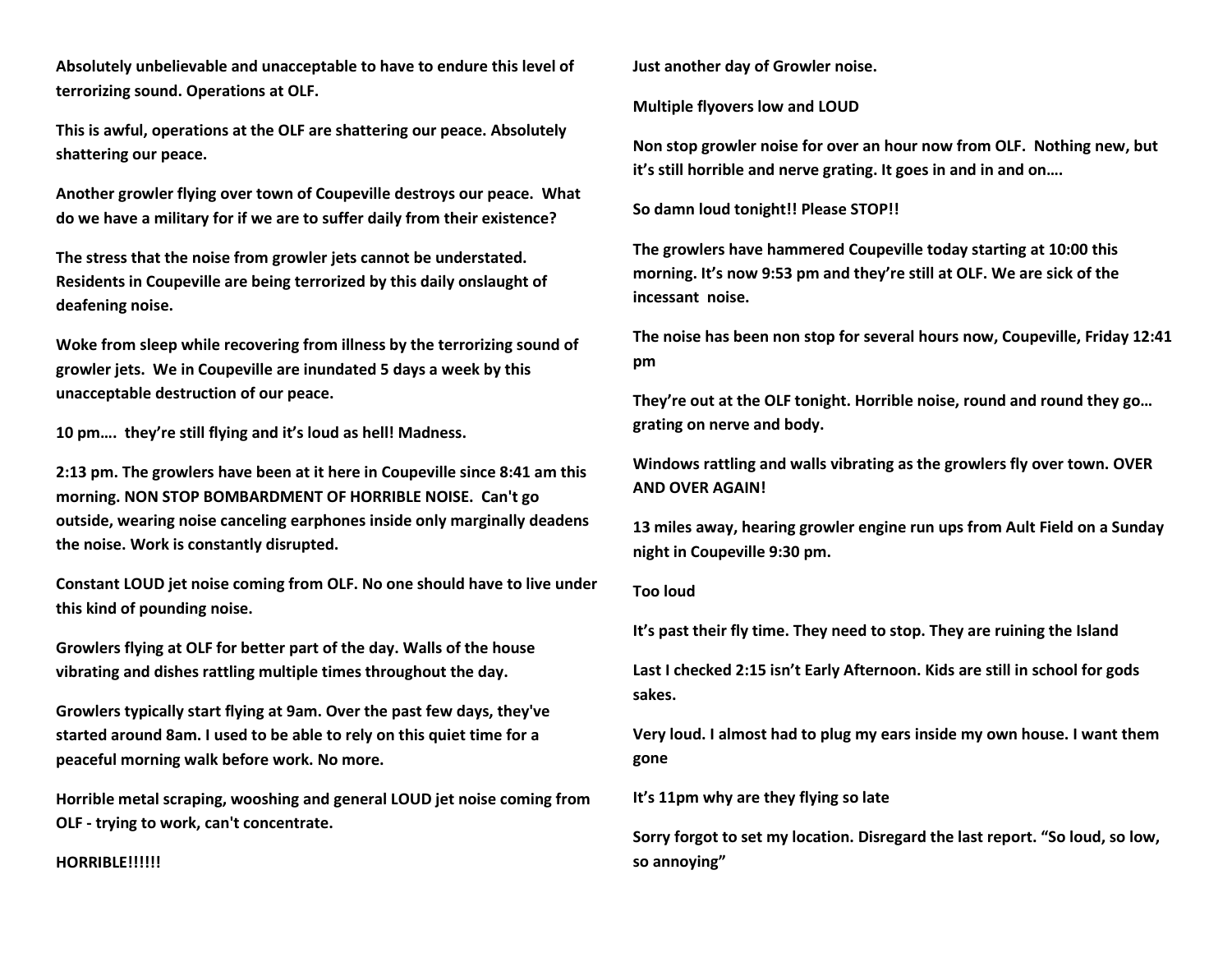**Absolutely unbelievable and unacceptable to have to endure this level of terrorizing sound. Operations at OLF.**

**This is awful, operations at the OLF are shattering our peace. Absolutely shattering our peace.**

**Another growler flying over town of Coupeville destroys our peace. What do we have a military for if we are to suffer daily from their existence?**

**The stress that the noise from growler jets cannot be understated. Residents in Coupeville are being terrorized by this daily onslaught of deafening noise.**

**Woke from sleep while recovering from illness by the terrorizing sound of growler jets. We in Coupeville are inundated 5 days a week by this unacceptable destruction of our peace.**

**10 pm…. they're still flying and it's loud as hell! Madness.**

**2:13 pm. The growlers have been at it here in Coupeville since 8:41 am this morning. NON STOP BOMBARDMENT OF HORRIBLE NOISE. Can't go outside, wearing noise canceling earphones inside only marginally deadens the noise. Work is constantly disrupted.**

**Constant LOUD jet noise coming from OLF. No one should have to live under this kind of pounding noise.**

**Growlers flying at OLF for better part of the day. Walls of the house vibrating and dishes rattling multiple times throughout the day.**

**Growlers typically start flying at 9am. Over the past few days, they've started around 8am. I used to be able to rely on this quiet time for a peaceful morning walk before work. No more.**

**Horrible metal scraping, wooshing and general LOUD jet noise coming from OLF - trying to work, can't concentrate.**

**HORRIBLE!!!!!!**

**Just another day of Growler noise.**

**Multiple flyovers low and LOUD**

**Non stop growler noise for over an hour now from OLF. Nothing new, but it's still horrible and nerve grating. It goes in and in and on….**

**So damn loud tonight!! Please STOP!!**

**The growlers have hammered Coupeville today starting at 10:00 this morning. It's now 9:53 pm and they're still at OLF. We are sick of the incessant noise.**

**The noise has been non stop for several hours now, Coupeville, Friday 12:41 pm**

**They're out at the OLF tonight. Horrible noise, round and round they go… grating on nerve and body.**

**Windows rattling and walls vibrating as the growlers fly over town. OVER AND OVER AGAIN!**

**13 miles away, hearing growler engine run ups from Ault Field on a Sunday night in Coupeville 9:30 pm.**

**Too loud**

**It's past their fly time. They need to stop. They are ruining the Island**

**Last I checked 2:15 isn't Early Afternoon. Kids are still in school for gods sakes.**

**Very loud. I almost had to plug my ears inside my own house. I want them gone**

**It's 11pm why are they flying so late**

**Sorry forgot to set my location. Disregard the last report. "So loud, so low, so annoying"**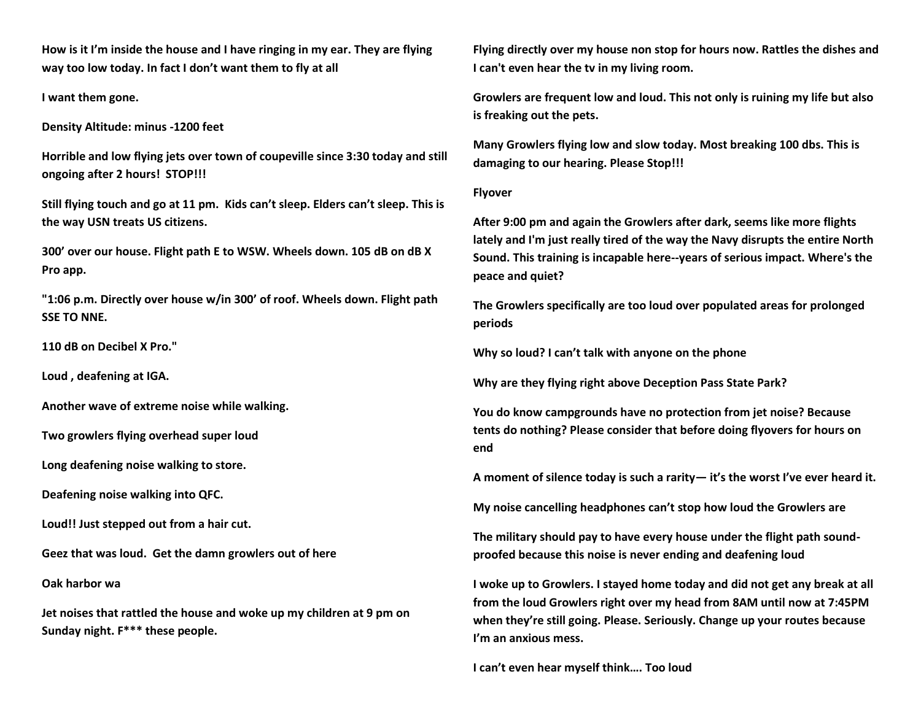**How is it I'm inside the house and I have ringing in my ear. They are flying way too low today. In fact I don't want them to fly at all**

**I want them gone.**

**Density Altitude: minus -1200 feet**

**Horrible and low flying jets over town of coupeville since 3:30 today and still ongoing after 2 hours! STOP!!!**

**Still flying touch and go at 11 pm. Kids can't sleep. Elders can't sleep. This is the way USN treats US citizens.**

**300' over our house. Flight path E to WSW. Wheels down. 105 dB on dB X Pro app.**

**"1:06 p.m. Directly over house w/in 300' of roof. Wheels down. Flight path SSE TO NNE.**

**110 dB on Decibel X Pro."**

**Loud , deafening at IGA.**

**Another wave of extreme noise while walking.**

**Two growlers flying overhead super loud**

**Long deafening noise walking to store.**

**Deafening noise walking into QFC.**

**Loud!! Just stepped out from a hair cut.**

**Geez that was loud. Get the damn growlers out of here**

**Oak harbor wa**

**Jet noises that rattled the house and woke up my children at 9 pm on Sunday night. F*** these people.**

**Flying directly over my house non stop for hours now. Rattles the dishes and I can't even hear the tv in my living room.**

**Growlers are frequent low and loud. This not only is ruining my life but also is freaking out the pets.**

**Many Growlers flying low and slow today. Most breaking 100 dbs. This is damaging to our hearing. Please Stop!!!**

**Flyover**

**After 9:00 pm and again the Growlers after dark, seems like more flights lately and I'm just really tired of the way the Navy disrupts the entire North Sound. This training is incapable here--years of serious impact. Where's the peace and quiet?**

**The Growlers specifically are too loud over populated areas for prolonged periods**

**Why so loud? I can't talk with anyone on the phone**

**Why are they flying right above Deception Pass State Park?**

**You do know campgrounds have no protection from jet noise? Because tents do nothing? Please consider that before doing flyovers for hours on end**

**A moment of silence today is such a rarity— it's the worst I've ever heard it.**

**My noise cancelling headphones can't stop how loud the Growlers are**

**The military should pay to have every house under the flight path sound-proofed because this noise is never ending and deafening loud**

**I woke up to Growlers. I stayed home today and did not get any break at all from the loud Growlers right over my head from 8AM until now at 7:45PM when they're still going. Please. Seriously. Change up your routes because I'm an anxious mess.**

**I can't even hear myself think…. Too loud**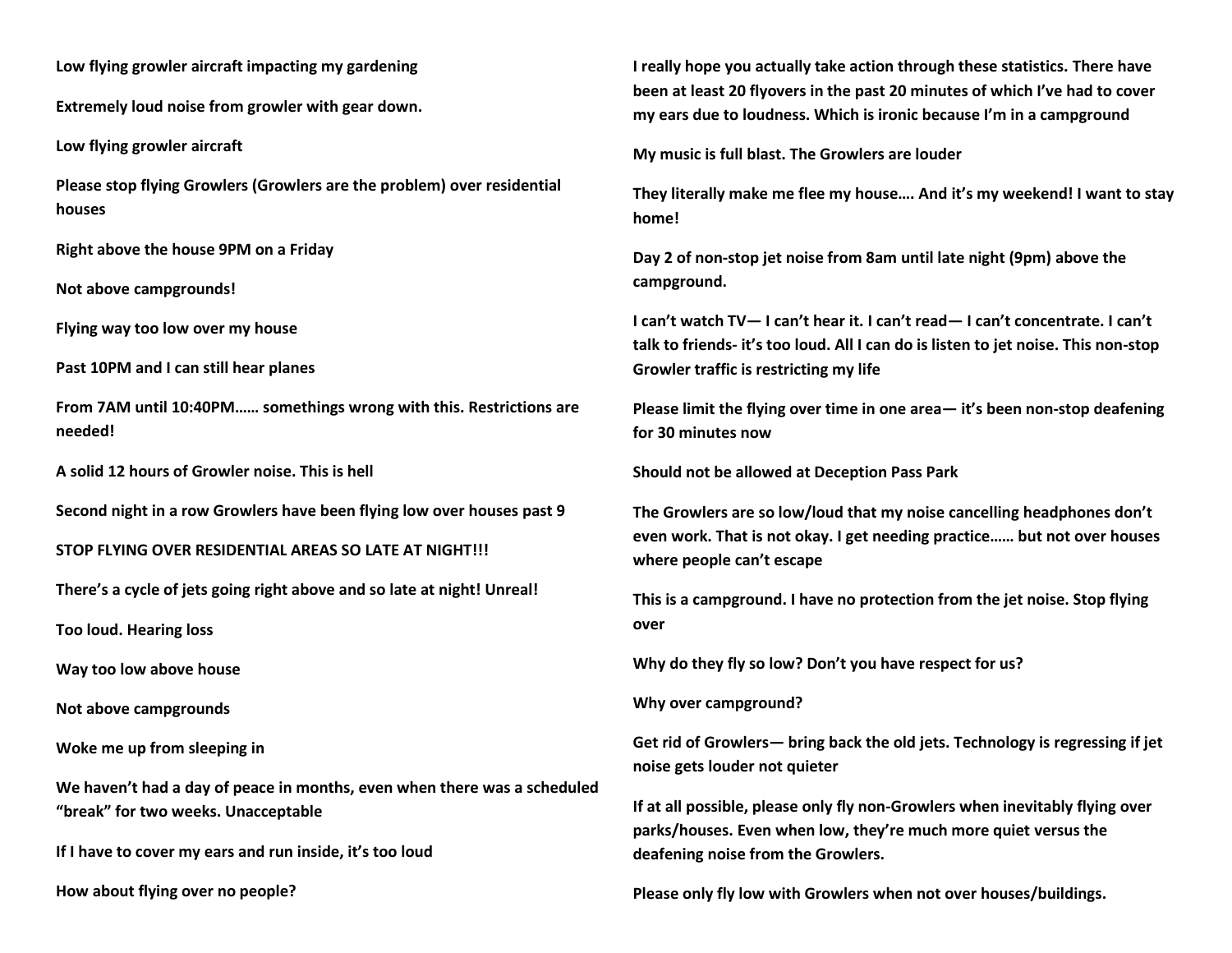**Low flying growler aircraft impacting my gardening**

**Extremely loud noise from growler with gear down.**

**Low flying growler aircraft**

**Please stop flying Growlers (Growlers are the problem) over residential houses**

**Right above the house 9PM on a Friday**

**Not above campgrounds!**

**Flying way too low over my house**

**Past 10PM and I can still hear planes**

**From 7AM until 10:40PM…… somethings wrong with this. Restrictions are needed!**

**A solid 12 hours of Growler noise. This is hell**

**Second night in a row Growlers have been flying low over houses past 9**

**STOP FLYING OVER RESIDENTIAL AREAS SO LATE AT NIGHT!!!**

**There's a cycle of jets going right above and so late at night! Unreal!**

**Too loud. Hearing loss**

**Way too low above house**

**Not above campgrounds**

**Woke me up from sleeping in**

**We haven't had a day of peace in months, even when there was a scheduled "break" for two weeks. Unacceptable**

**If I have to cover my ears and run inside, it's too loud**

**How about flying over no people?**

**I really hope you actually take action through these statistics. There have been at least 20 flyovers in the past 20 minutes of which I've had to cover my ears due to loudness. Which is ironic because I'm in a campground**

**My music is full blast. The Growlers are louder**

**They literally make me flee my house…. And it's my weekend! I want to stay home!**

**Day 2 of non-stop jet noise from 8am until late night (9pm) above the campground.**

**I can't watch TV— I can't hear it. I can't read— I can't concentrate. I can't talk to friends- it's too loud. All I can do is listen to jet noise. This non-stop Growler traffic is restricting my life**

**Please limit the flying over time in one area— it's been non-stop deafening for 30 minutes now**

**Should not be allowed at Deception Pass Park**

**The Growlers are so low/loud that my noise cancelling headphones don't even work. That is not okay. I get needing practice…… but not over houses where people can't escape**

**This is a campground. I have no protection from the jet noise. Stop flying over**

**Why do they fly so low? Don't you have respect for us?**

**Why over campground?**

**Get rid of Growlers— bring back the old jets. Technology is regressing if jet noise gets louder not quieter**

**If at all possible, please only fly non-Growlers when inevitably flying over parks/houses. Even when low, they're much more quiet versus the deafening noise from the Growlers.**

**Please only fly low with Growlers when not over houses/buildings.**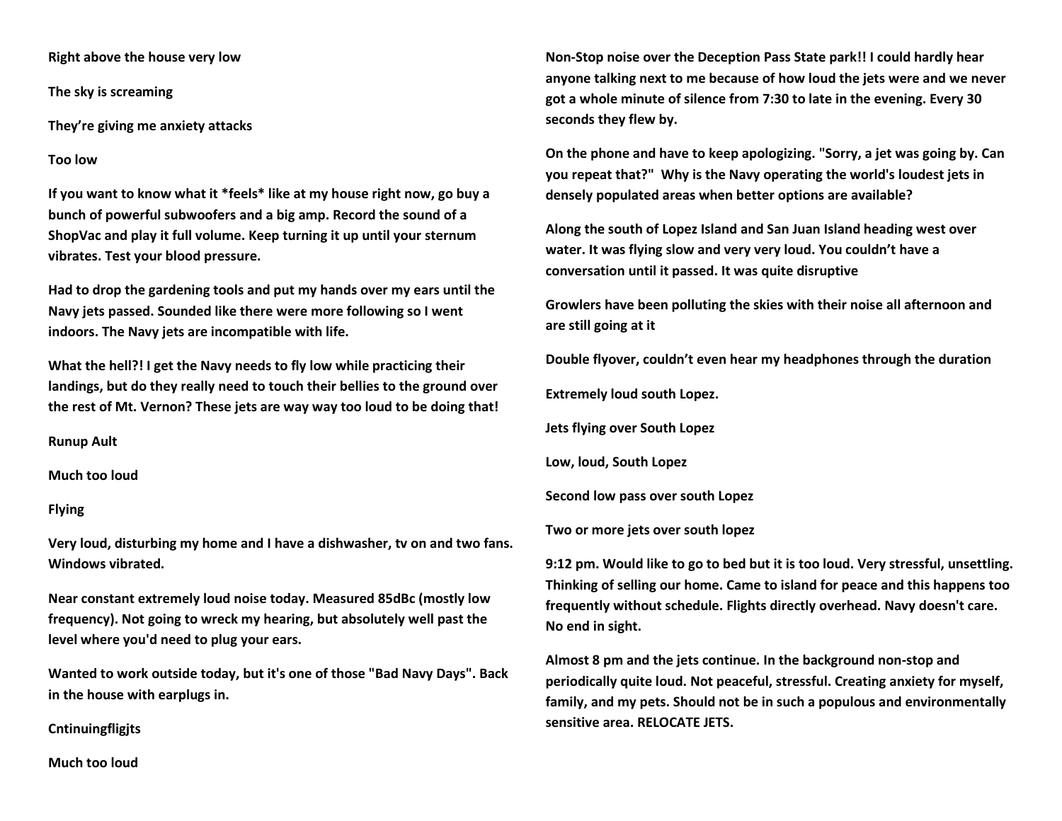**Right above the house very low**

**The sky is screaming**

**They're giving me anxiety attacks**

**Too low**

**If you want to know what it *feels* like at my house right now, go buy a bunch of powerful subwoofers and a big amp. Record the sound of a ShopVac and play it full volume. Keep turning it up until your sternum vibrates. Test your blood pressure.**

**Had to drop the gardening tools and put my hands over my ears until the Navy jets passed. Sounded like there were more following so I went indoors. The Navy jets are incompatible with life.**

**What the hell?! I get the Navy needs to fly low while practicing their landings, but do they really need to touch their bellies to the ground over the rest of Mt. Vernon? These jets are way way too loud to be doing that!**

**Runup Ault**

**Much too loud**

**Flying**

**Very loud, disturbing my home and I have a dishwasher, tv on and two fans. Windows vibrated.**

**Near constant extremely loud noise today. Measured 85dBc (mostly low frequency). Not going to wreck my hearing, but absolutely well past the level where you'd need to plug your ears.**

**Wanted to work outside today, but it's one of those "Bad Navy Days". Back in the house with earplugs in.**

**Cntinuingfligjts**

**Much too loud**

**Non-Stop noise over the Deception Pass State park!! I could hardly hear anyone talking next to me because of how loud the jets were and we never got a whole minute of silence from 7:30 to late in the evening. Every 30 seconds they flew by.**

**On the phone and have to keep apologizing. "Sorry, a jet was going by. Can you repeat that?" Why is the Navy operating the world's loudest jets in densely populated areas when better options are available?**

**Along the south of Lopez Island and San Juan Island heading west over water. It was flying slow and very very loud. You couldn't have a conversation until it passed. It was quite disruptive**

**Growlers have been polluting the skies with their noise all afternoon and are still going at it**

**Double flyover, couldn't even hear my headphones through the duration**

**Extremely loud south Lopez.**

**Jets flying over South Lopez**

**Low, loud, South Lopez**

**Second low pass over south Lopez**

**Two or more jets over south lopez**

**9:12 pm. Would like to go to bed but it is too loud. Very stressful, unsettling. Thinking of selling our home. Came to island for peace and this happens too frequently without schedule. Flights directly overhead. Navy doesn't care. No end in sight.**

**Almost 8 pm and the jets continue. In the background non-stop and periodically quite loud. Not peaceful, stressful. Creating anxiety for myself, family, and my pets. Should not be in such a populous and environmentally sensitive area. RELOCATE JETS.**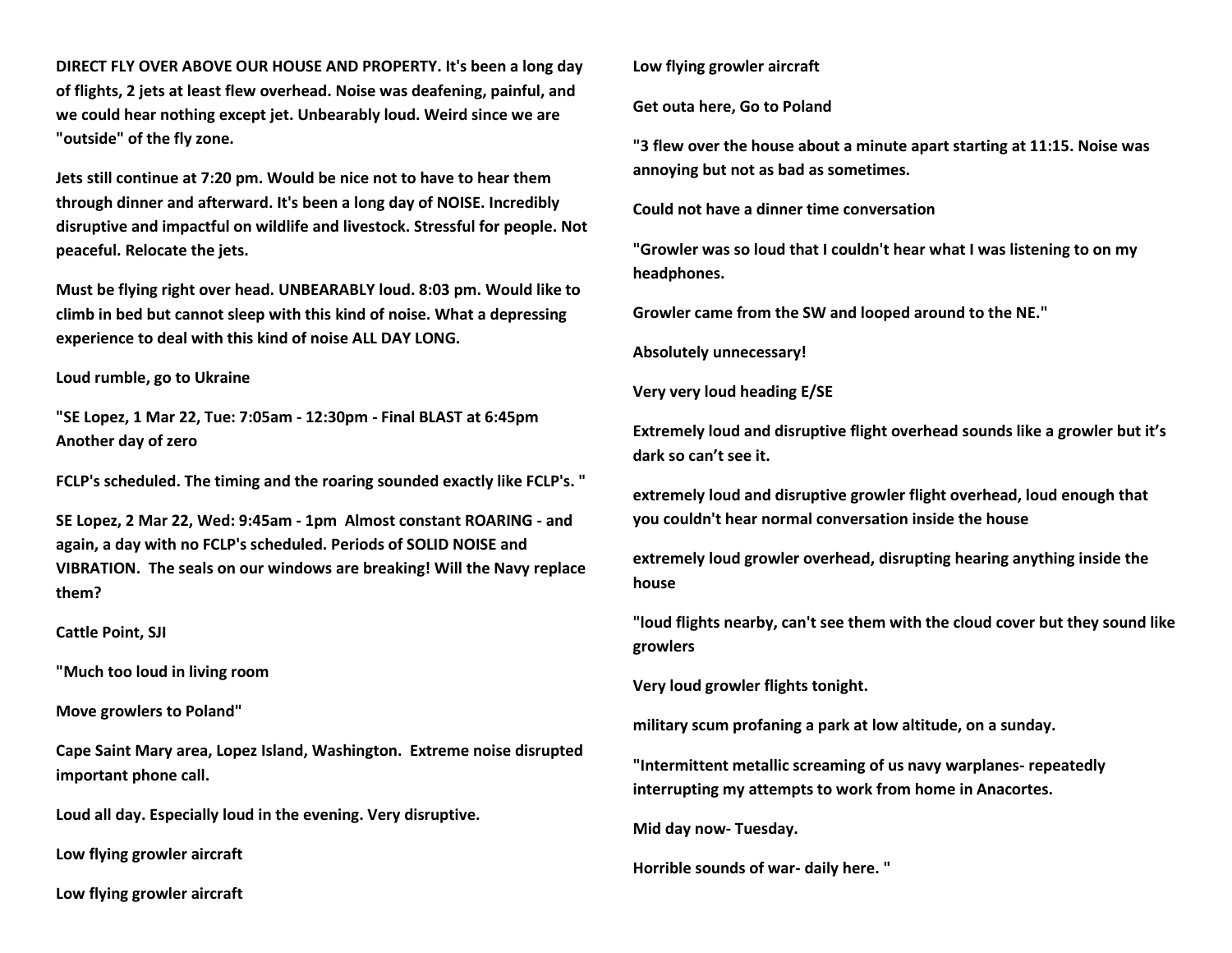**DIRECT FLY OVER ABOVE OUR HOUSE AND PROPERTY. It's been a long day of flights, 2 jets at least flew overhead. Noise was deafening, painful, and we could hear nothing except jet. Unbearably loud. Weird since we are "outside" of the fly zone.**

**Jets still continue at 7:20 pm. Would be nice not to have to hear them through dinner and afterward. It's been a long day of NOISE. Incredibly disruptive and impactful on wildlife and livestock. Stressful for people. Not peaceful. Relocate the jets.**

**Must be flying right over head. UNBEARABLY loud. 8:03 pm. Would like to climb in bed but cannot sleep with this kind of noise. What a depressing experience to deal with this kind of noise ALL DAY LONG.**

**Loud rumble, go to Ukraine**

**"SE Lopez, 1 Mar 22, Tue: 7:05am - 12:30pm - Final BLAST at 6:45pm Another day of zero**

**FCLP's scheduled. The timing and the roaring sounded exactly like FCLP's. "**

**SE Lopez, 2 Mar 22, Wed: 9:45am - 1pm Almost constant ROARING - and again, a day with no FCLP's scheduled. Periods of SOLID NOISE and VIBRATION. The seals on our windows are breaking! Will the Navy replace them?**

**Cattle Point, SJI**

**"Much too loud in living room**

**Move growlers to Poland"**

**Cape Saint Mary area, Lopez Island, Washington. Extreme noise disrupted important phone call.**

**Loud all day. Especially loud in the evening. Very disruptive.**

**Low flying growler aircraft**

**Low flying growler aircraft**

**Low flying growler aircraft**

**Get outa here, Go to Poland**

**"3 flew over the house about a minute apart starting at 11:15. Noise was annoying but not as bad as sometimes.**

**Could not have a dinner time conversation**

**"Growler was so loud that I couldn't hear what I was listening to on my headphones.**

**Growler came from the SW and looped around to the NE."**

**Absolutely unnecessary!**

**Very very loud heading E/SE**

**Extremely loud and disruptive flight overhead sounds like a growler but it's dark so can't see it.**

**extremely loud and disruptive growler flight overhead, loud enough that you couldn't hear normal conversation inside the house**

**extremely loud growler overhead, disrupting hearing anything inside the house**

**"loud flights nearby, can't see them with the cloud cover but they sound like growlers**

**Very loud growler flights tonight.**

**military scum profaning a park at low altitude, on a sunday.**

**"Intermittent metallic screaming of us navy warplanes- repeatedly interrupting my attempts to work from home in Anacortes.**

**Mid day now- Tuesday.**

**Horrible sounds of war- daily here. "**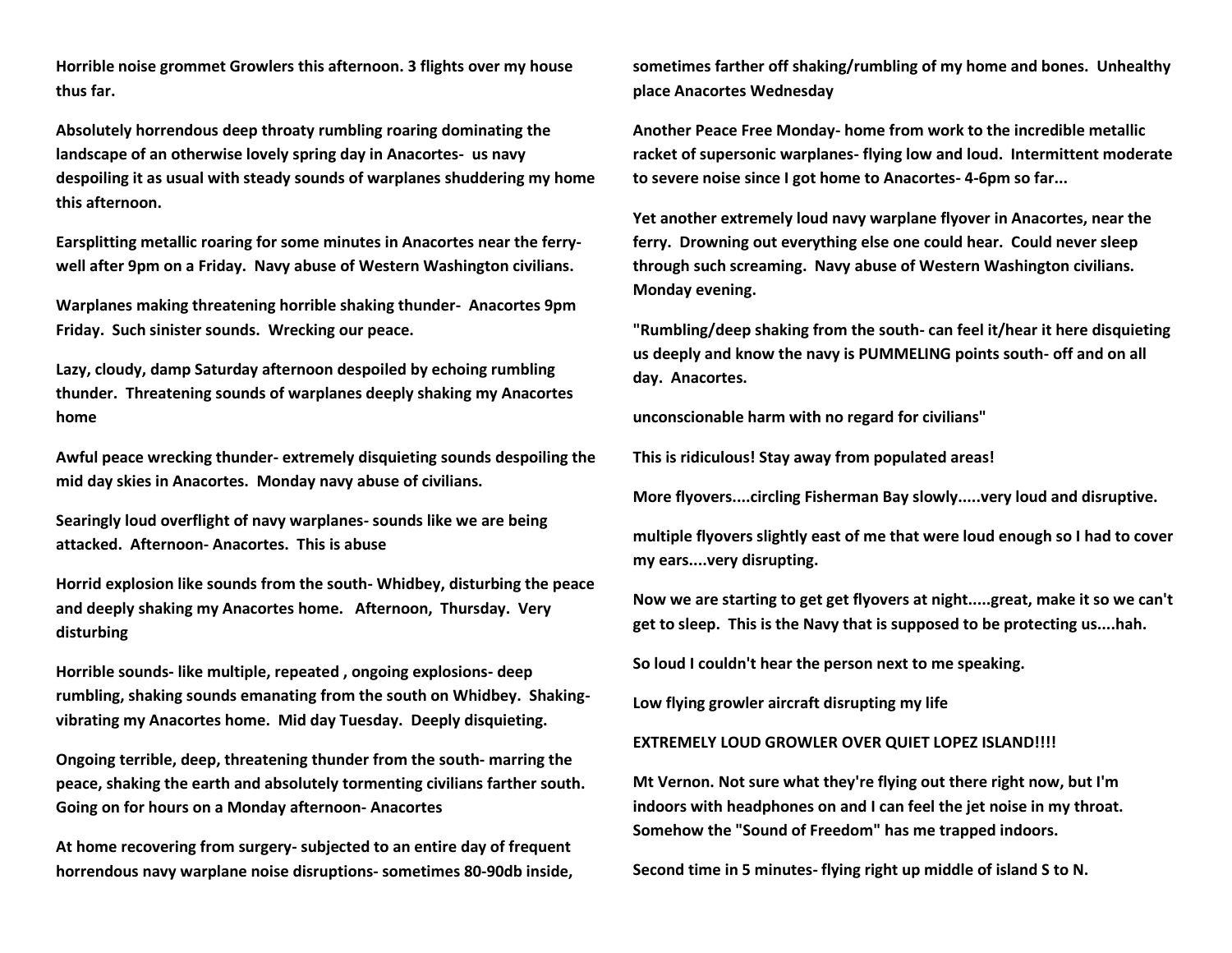**Horrible noise grommet Growlers this afternoon. 3 flights over my house thus far.**

**Absolutely horrendous deep throaty rumbling roaring dominating the landscape of an otherwise lovely spring day in Anacortes- us navy despoiling it as usual with steady sounds of warplanes shuddering my home this afternoon.**

**Earsplitting metallic roaring for some minutes in Anacortes near the ferry- well after 9pm on a Friday. Navy abuse of Western Washington civilians.**

**Warplanes making threatening horrible shaking thunder- Anacortes 9pm Friday. Such sinister sounds. Wrecking our peace.**

**Lazy, cloudy, damp Saturday afternoon despoiled by echoing rumbling thunder. Threatening sounds of warplanes deeply shaking my Anacortes home**

**Awful peace wrecking thunder- extremely disquieting sounds despoiling the mid day skies in Anacortes. Monday navy abuse of civilians.**

**Searingly loud overflight of navy warplanes- sounds like we are being attacked. Afternoon- Anacortes. This is abuse**

**Horrid explosion like sounds from the south- Whidbey, disturbing the peace and deeply shaking my Anacortes home. Afternoon, Thursday. Very disturbing**

**Horrible sounds- like multiple, repeated , ongoing explosions- deep rumbling, shaking sounds emanating from the south on Whidbey. Shaking- vibrating my Anacortes home. Mid day Tuesday. Deeply disquieting.**

**Ongoing terrible, deep, threatening thunder from the south- marring the peace, shaking the earth and absolutely tormenting civilians farther south. Going on for hours on a Monday afternoon- Anacortes**

**At home recovering from surgery- subjected to an entire day of frequent horrendous navy warplane noise disruptions- sometimes 80-90db inside, sometimes farther off shaking/rumbling of my home and bones. Unhealthy place Anacortes Wednesday**

**Another Peace Free Monday- home from work to the incredible metallic racket of supersonic warplanes- flying low and loud. Intermittent moderate to severe noise since I got home to Anacortes- 4-6pm so far...**

**Yet another extremely loud navy warplane flyover in Anacortes, near the ferry. Drowning out everything else one could hear. Could never sleep through such screaming. Navy abuse of Western Washington civilians. Monday evening.**

**"Rumbling/deep shaking from the south- can feel it/hear it here disquieting us deeply and know the navy is PUMMELING points south- off and on all day. Anacortes.**

**unconscionable harm with no regard for civilians"**

**This is ridiculous! Stay away from populated areas!**

**More flyovers....circling Fisherman Bay slowly.....very loud and disruptive.**

**multiple flyovers slightly east of me that were loud enough so I had to cover my ears....very disrupting.**

**Now we are starting to get get flyovers at night.....great, make it so we can't get to sleep. This is the Navy that is supposed to be protecting us....hah.**

**So loud I couldn't hear the person next to me speaking.**

**Low flying growler aircraft disrupting my life**

**EXTREMELY LOUD GROWLER OVER QUIET LOPEZ ISLAND!!!!**

**Mt Vernon. Not sure what they're flying out there right now, but I'm indoors with headphones on and I can feel the jet noise in my throat. Somehow the "Sound of Freedom" has me trapped indoors.**

**Second time in 5 minutes- flying right up middle of island S to N.**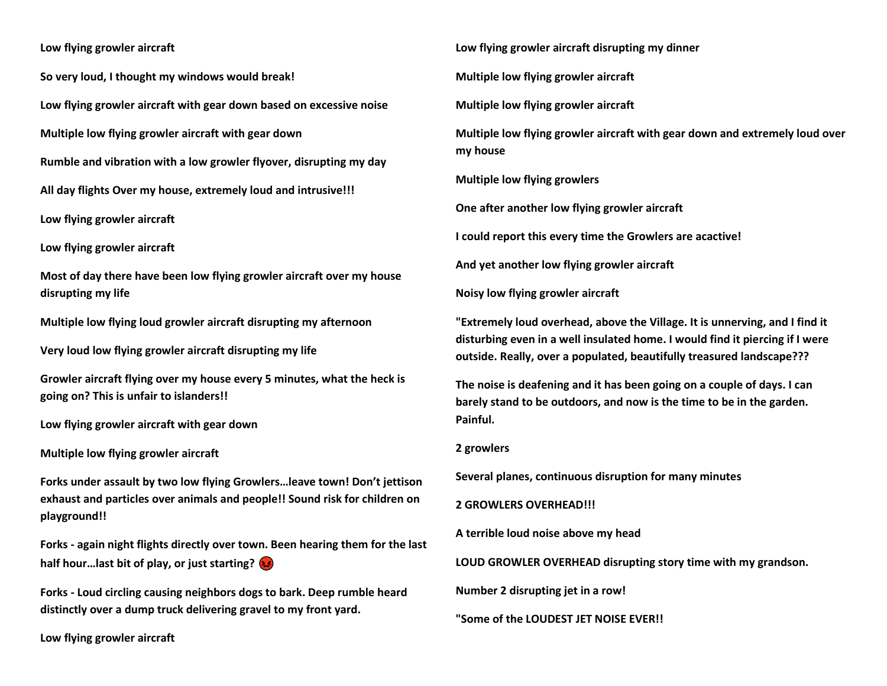**Low flying growler aircraft**

**So very loud, I thought my windows would break!**

**Low flying growler aircraft with gear down based on excessive noise**

**Multiple low flying growler aircraft with gear down**

**Rumble and vibration with a low growler flyover, disrupting my day**

**All day flights Over my house, extremely loud and intrusive!!!**

**Low flying growler aircraft**

**Low flying growler aircraft**

**Most of day there have been low flying growler aircraft over my house disrupting my life**

**Multiple low flying loud growler aircraft disrupting my afternoon**

**Very loud low flying growler aircraft disrupting my life**

**Growler aircraft flying over my house every 5 minutes, what the heck is going on? This is unfair to islanders!!**

**Low flying growler aircraft with gear down**

**Multiple low flying growler aircraft**

**Forks under assault by two low flying Growlers…leave town! Don't jettison exhaust and particles over animals and people!! Sound risk for children on playground!!**

**Forks - again night flights directly over town. Been hearing them for the last half hour…last bit of play, or just starting? 😡**

**Forks - Loud circling causing neighbors dogs to bark. Deep rumble heard distinctly over a dump truck delivering gravel to my front yard.**

**Low flying growler aircraft**

**Low flying growler aircraft disrupting my dinner**

**Multiple low flying growler aircraft**

**Multiple low flying growler aircraft**

**Multiple low flying growler aircraft with gear down and extremely loud over my house**

**Multiple low flying growlers**

**One after another low flying growler aircraft**

**I could report this every time the Growlers are acactive!**

**And yet another low flying growler aircraft**

**Noisy low flying growler aircraft**

**"Extremely loud overhead, above the Village. It is unnerving, and I find it disturbing even in a well insulated home. I would find it piercing if I were outside. Really, over a populated, beautifully treasured landscape???**

**The noise is deafening and it has been going on a couple of days. I can barely stand to be outdoors, and now is the time to be in the garden. Painful.**

**2 growlers**

**Several planes, continuous disruption for many minutes**

**2 GROWLERS OVERHEAD!!!**

**A terrible loud noise above my head**

**LOUD GROWLER OVERHEAD disrupting story time with my grandson.**

**Number 2 disrupting jet in a row!**

**"Some of the LOUDEST JET NOISE EVER!!**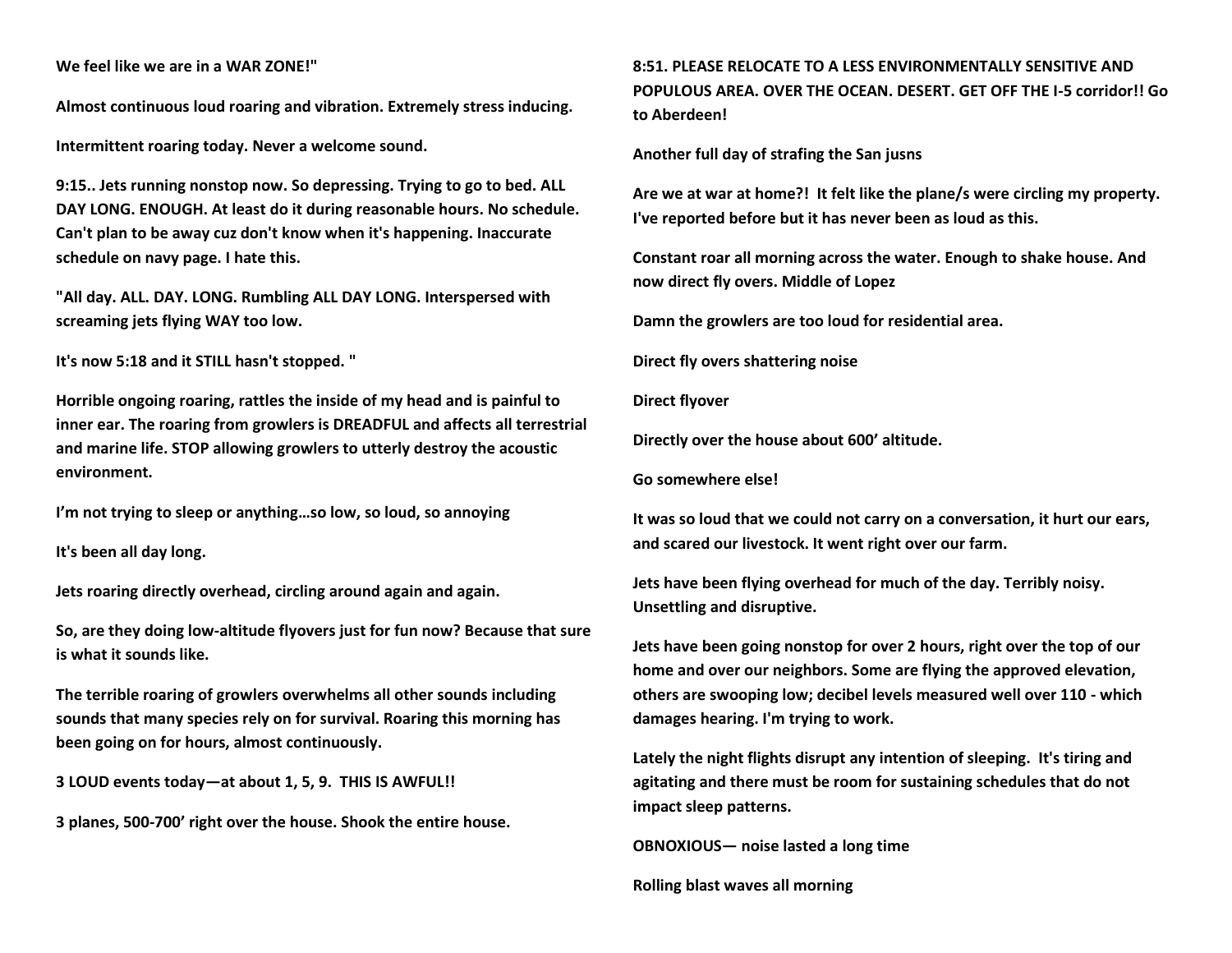**We feel like we are in a WAR ZONE!"**

**Almost continuous loud roaring and vibration. Extremely stress inducing.**

**Intermittent roaring today. Never a welcome sound.**

**9:15.. Jets running nonstop now. So depressing. Trying to go to bed. ALL DAY LONG. ENOUGH. At least do it during reasonable hours. No schedule. Can't plan to be away cuz don't know when it's happening. Inaccurate schedule on navy page. I hate this.**

**"All day. ALL. DAY. LONG. Rumbling ALL DAY LONG. Interspersed with screaming jets flying WAY too low.**

**It's now 5:18 and it STILL hasn't stopped. "**

**Horrible ongoing roaring, rattles the inside of my head and is painful to inner ear. The roaring from growlers is DREADFUL and affects all terrestrial and marine life. STOP allowing growlers to utterly destroy the acoustic environment.**

**I'm not trying to sleep or anything…so low, so loud, so annoying**

**It's been all day long.**

**Jets roaring directly overhead, circling around again and again.**

**So, are they doing low-altitude flyovers just for fun now? Because that sure is what it sounds like.**

**The terrible roaring of growlers overwhelms all other sounds including sounds that many species rely on for survival. Roaring this morning has been going on for hours, almost continuously.**

**3 LOUD events today—at about 1, 5, 9. THIS IS AWFUL!!**

**3 planes, 500-700' right over the house. Shook the entire house.**

**8:51. PLEASE RELOCATE TO A LESS ENVIRONMENTALLY SENSITIVE AND POPULOUS AREA. OVER THE OCEAN. DESERT. GET OFF THE I-5 corridor!! Go to Aberdeen!**

**Another full day of strafing the San jusns**

**Are we at war at home?! It felt like the plane/s were circling my property. I've reported before but it has never been as loud as this.**

**Constant roar all morning across the water. Enough to shake house. And now direct fly overs. Middle of Lopez**

**Damn the growlers are too loud for residential area.**

**Direct fly overs shattering noise**

**Direct flyover**

**Directly over the house about 600' altitude.**

**Go somewhere else!**

**It was so loud that we could not carry on a conversation, it hurt our ears, and scared our livestock. It went right over our farm.**

**Jets have been flying overhead for much of the day. Terribly noisy. Unsettling and disruptive.**

**Jets have been going nonstop for over 2 hours, right over the top of our home and over our neighbors. Some are flying the approved elevation, others are swooping low; decibel levels measured well over 110 - which damages hearing. I'm trying to work.**

**Lately the night flights disrupt any intention of sleeping. It's tiring and agitating and there must be room for sustaining schedules that do not impact sleep patterns.**

**OBNOXIOUS— noise lasted a long time**

**Rolling blast waves all morning**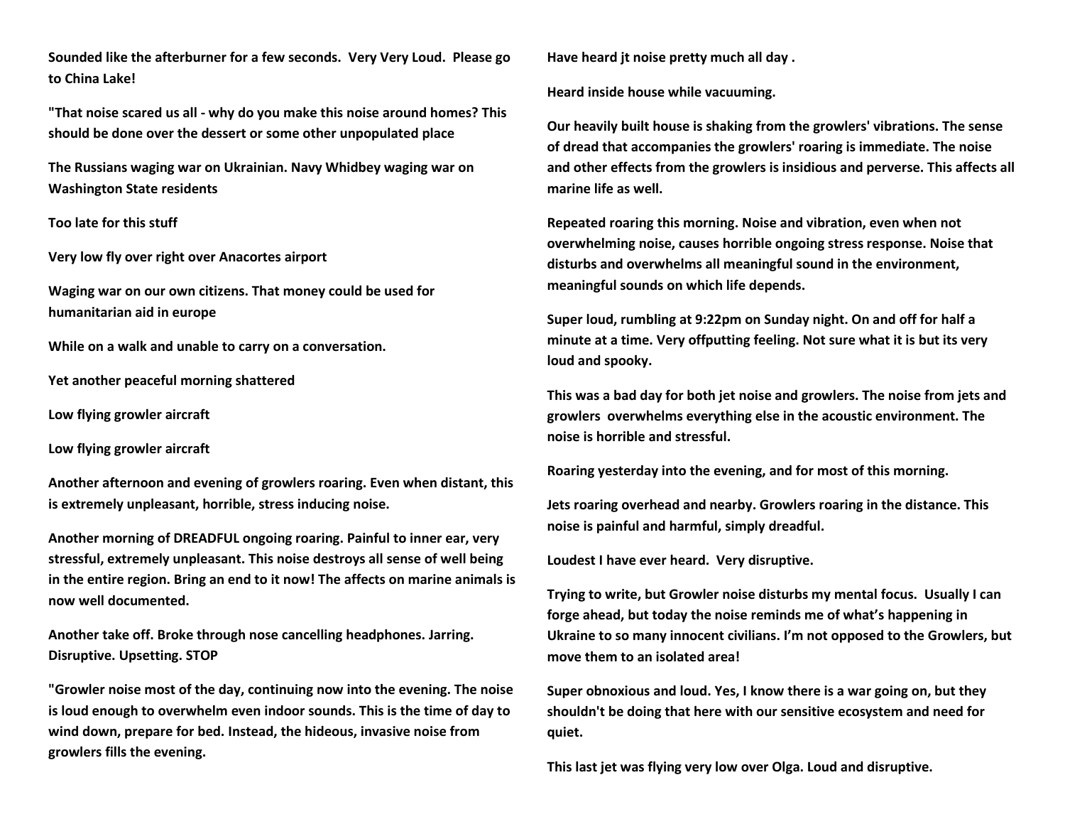**Sounded like the afterburner for a few seconds. Very Very Loud. Please go to China Lake!**

**"That noise scared us all - why do you make this noise around homes? This should be done over the dessert or some other unpopulated place**

**The Russians waging war on Ukrainian. Navy Whidbey waging war on Washington State residents**

**Too late for this stuff**

**Very low fly over right over Anacortes airport**

**Waging war on our own citizens. That money could be used for humanitarian aid in europe**

**While on a walk and unable to carry on a conversation.**

**Yet another peaceful morning shattered**

**Low flying growler aircraft**

**Low flying growler aircraft**

**Another afternoon and evening of growlers roaring. Even when distant, this is extremely unpleasant, horrible, stress inducing noise.**

**Another morning of DREADFUL ongoing roaring. Painful to inner ear, very stressful, extremely unpleasant. This noise destroys all sense of well being in the entire region. Bring an end to it now! The affects on marine animals is now well documented.**

**Another take off. Broke through nose cancelling headphones. Jarring. Disruptive. Upsetting. STOP**

**"Growler noise most of the day, continuing now into the evening. The noise is loud enough to overwhelm even indoor sounds. This is the time of day to wind down, prepare for bed. Instead, the hideous, invasive noise from growlers fills the evening.**

**Have heard jt noise pretty much all day .**

**Heard inside house while vacuuming.**

**Our heavily built house is shaking from the growlers' vibrations. The sense of dread that accompanies the growlers' roaring is immediate. The noise and other effects from the growlers is insidious and perverse. This affects all marine life as well.**

**Repeated roaring this morning. Noise and vibration, even when not overwhelming noise, causes horrible ongoing stress response. Noise that disturbs and overwhelms all meaningful sound in the environment, meaningful sounds on which life depends.**

**Super loud, rumbling at 9:22pm on Sunday night. On and off for half a minute at a time. Very offputting feeling. Not sure what it is but its very loud and spooky.**

**This was a bad day for both jet noise and growlers. The noise from jets and growlers overwhelms everything else in the acoustic environment. The noise is horrible and stressful.**

**Roaring yesterday into the evening, and for most of this morning.**

**Jets roaring overhead and nearby. Growlers roaring in the distance. This noise is painful and harmful, simply dreadful.**

**Loudest I have ever heard. Very disruptive.**

**Trying to write, but Growler noise disturbs my mental focus. Usually I can forge ahead, but today the noise reminds me of what's happening in Ukraine to so many innocent civilians. I'm not opposed to the Growlers, but move them to an isolated area!**

**Super obnoxious and loud. Yes, I know there is a war going on, but they shouldn't be doing that here with our sensitive ecosystem and need for quiet.**

**This last jet was flying very low over Olga. Loud and disruptive.**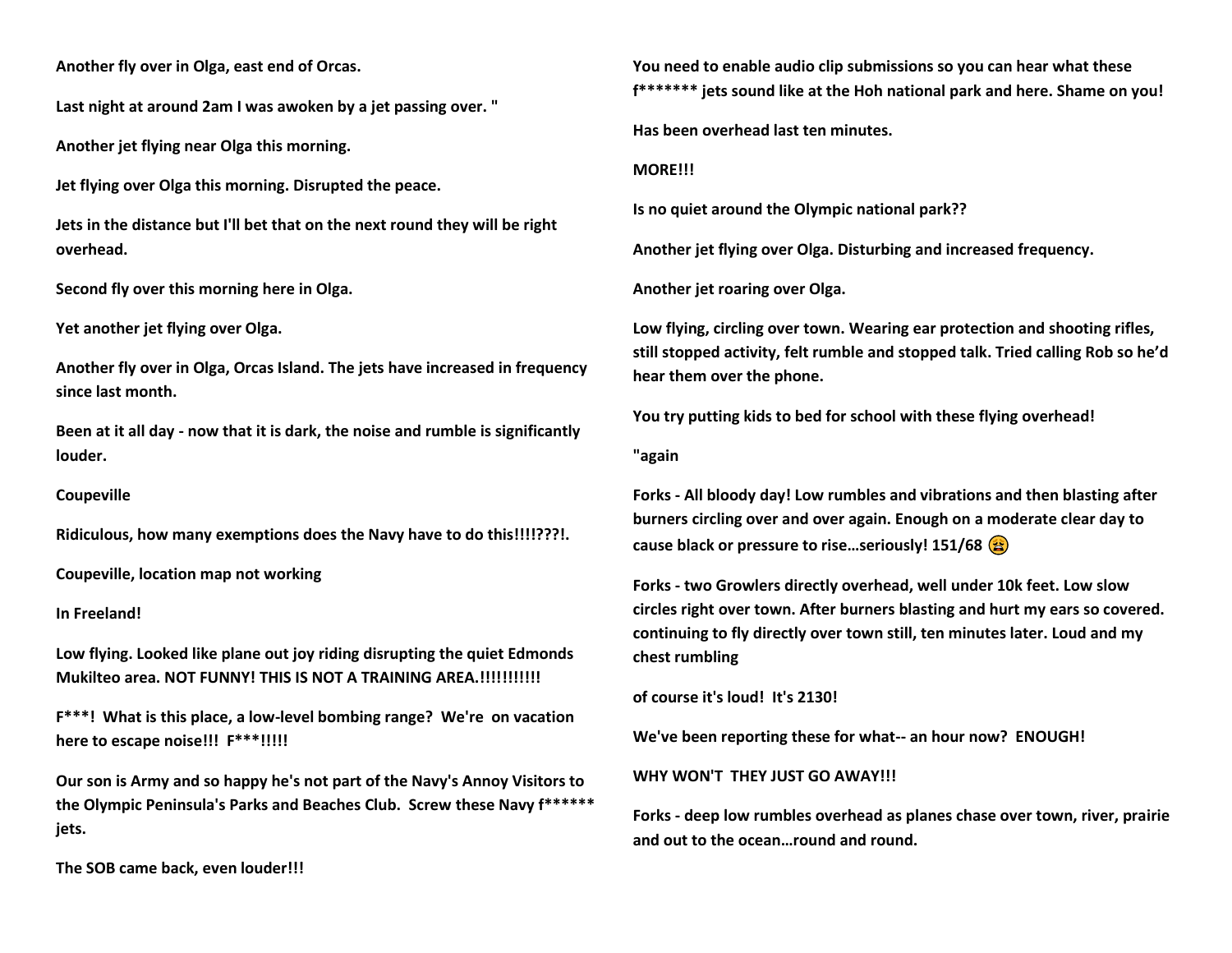**Another fly over in Olga, east end of Orcas.**

**Last night at around 2am I was awoken by a jet passing over. "**

**Another jet flying near Olga this morning.**

**Jet flying over Olga this morning. Disrupted the peace.**

**Jets in the distance but I'll bet that on the next round they will be right overhead.**

**Second fly over this morning here in Olga.**

**Yet another jet flying over Olga.**

**Another fly over in Olga, Orcas Island. The jets have increased in frequency since last month.**

**Been at it all day - now that it is dark, the noise and rumble is significantly louder.**

**Coupeville**

**Ridiculous, how many exemptions does the Navy have to do this!!!!???!.**

**Coupeville, location map not working**

**In Freeland!**

**Low flying. Looked like plane out joy riding disrupting the quiet Edmonds Mukilteo area. NOT FUNNY! THIS IS NOT A TRAINING AREA.!!!!!!!!!!!**

**F***!  What is this place, a low-level bombing range?  We're  on vacation here to escape noise!!!  F***!!!!!**

**Our son is Army and so happy he's not part of the Navy's Annoy Visitors to the Olympic Peninsula's Parks and Beaches Club.  Screw these Navy f****** jets.**

**The SOB came back, even louder!!!**

**You need to enable audio clip submissions so you can hear what these f******* jets sound like at the Hoh national park and here. Shame on you!**

**Has been overhead last ten minutes.**

**MORE!!!**

**Is no quiet around the Olympic national park??**

**Another jet flying over Olga. Disturbing and increased frequency.**

**Another jet roaring over Olga.**

**Low flying, circling over town. Wearing ear protection and shooting rifles, still stopped activity, felt rumble and stopped talk. Tried calling Rob so he'd hear them over the phone.**

**You try putting kids to bed for school with these flying overhead!**

**"again**

**Forks - All bloody day! Low rumbles and vibrations and then blasting after burners circling over and over again. Enough on a moderate clear day to cause black or pressure to rise…seriously! 151/68 😩**

**Forks - two Growlers directly overhead, well under 10k feet. Low slow circles right over town. After burners blasting and hurt my ears so covered. continuing to fly directly over town still, ten minutes later. Loud and my chest rumbling**

**of course it's loud!  It's 2130!**

**We've been reporting these for what-- an hour now?  ENOUGH!**

**WHY WON'T  THEY JUST GO AWAY!!!**

**Forks - deep low rumbles overhead as planes chase over town, river, prairie and out to the ocean…round and round.**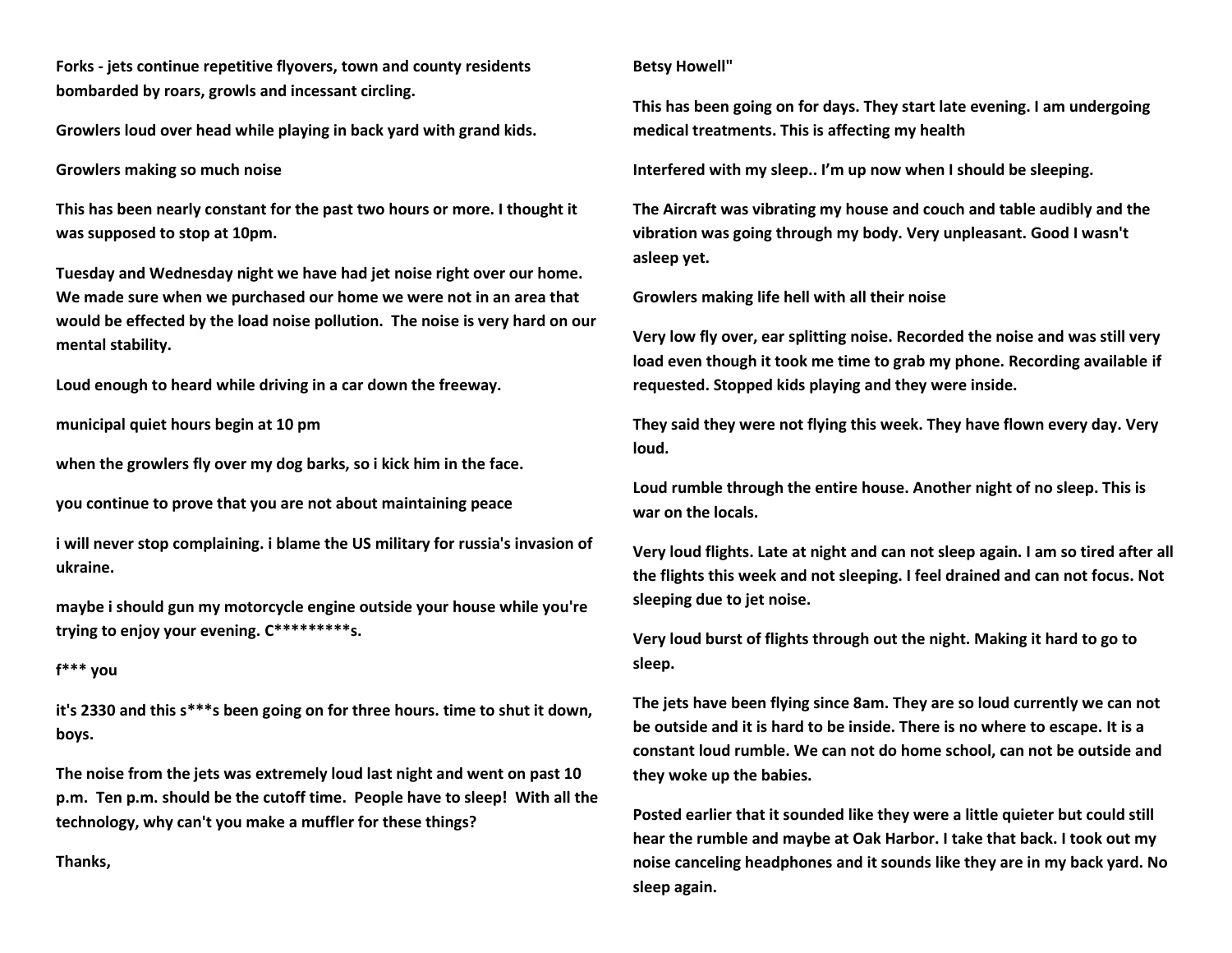**Forks - jets continue repetitive flyovers, town and county residents bombarded by roars, growls and incessant circling.**

**Growlers loud over head while playing in back yard with grand kids.**

**Growlers making so much noise**

**This has been nearly constant for the past two hours or more. I thought it was supposed to stop at 10pm.**

**Tuesday and Wednesday night we have had jet noise right over our home. We made sure when we purchased our home we were not in an area that would be effected by the load noise pollution. The noise is very hard on our mental stability.**

**Loud enough to heard while driving in a car down the freeway.**

**municipal quiet hours begin at 10 pm**

**when the growlers fly over my dog barks, so i kick him in the face.**

**you continue to prove that you are not about maintaining peace**

**i will never stop complaining. i blame the US military for russia's invasion of ukraine.**

**maybe i should gun my motorcycle engine outside your house while you're trying to enjoy your evening. C*********s.**

**f*** you**

**it's 2330 and this s***s been going on for three hours. time to shut it down, boys.**

**The noise from the jets was extremely loud last night and went on past 10 p.m. Ten p.m. should be the cutoff time. People have to sleep! With all the technology, why can't you make a muffler for these things?**

**Thanks,**

**Betsy Howell"**

**This has been going on for days. They start late evening. I am undergoing medical treatments. This is affecting my health**

**Interfered with my sleep.. I'm up now when I should be sleeping.**

**The Aircraft was vibrating my house and couch and table audibly and the vibration was going through my body. Very unpleasant. Good I wasn't asleep yet.**

**Growlers making life hell with all their noise**

**Very low fly over, ear splitting noise. Recorded the noise and was still very load even though it took me time to grab my phone. Recording available if requested. Stopped kids playing and they were inside.**

**They said they were not flying this week. They have flown every day. Very loud.**

**Loud rumble through the entire house. Another night of no sleep. This is war on the locals.**

**Very loud flights. Late at night and can not sleep again. I am so tired after all the flights this week and not sleeping. I feel drained and can not focus. Not sleeping due to jet noise.**

**Very loud burst of flights through out the night. Making it hard to go to sleep.**

**The jets have been flying since 8am. They are so loud currently we can not be outside and it is hard to be inside. There is no where to escape. It is a constant loud rumble. We can not do home school, can not be outside and they woke up the babies.**

**Posted earlier that it sounded like they were a little quieter but could still hear the rumble and maybe at Oak Harbor. I take that back. I took out my noise canceling headphones and it sounds like they are in my back yard. No sleep again.**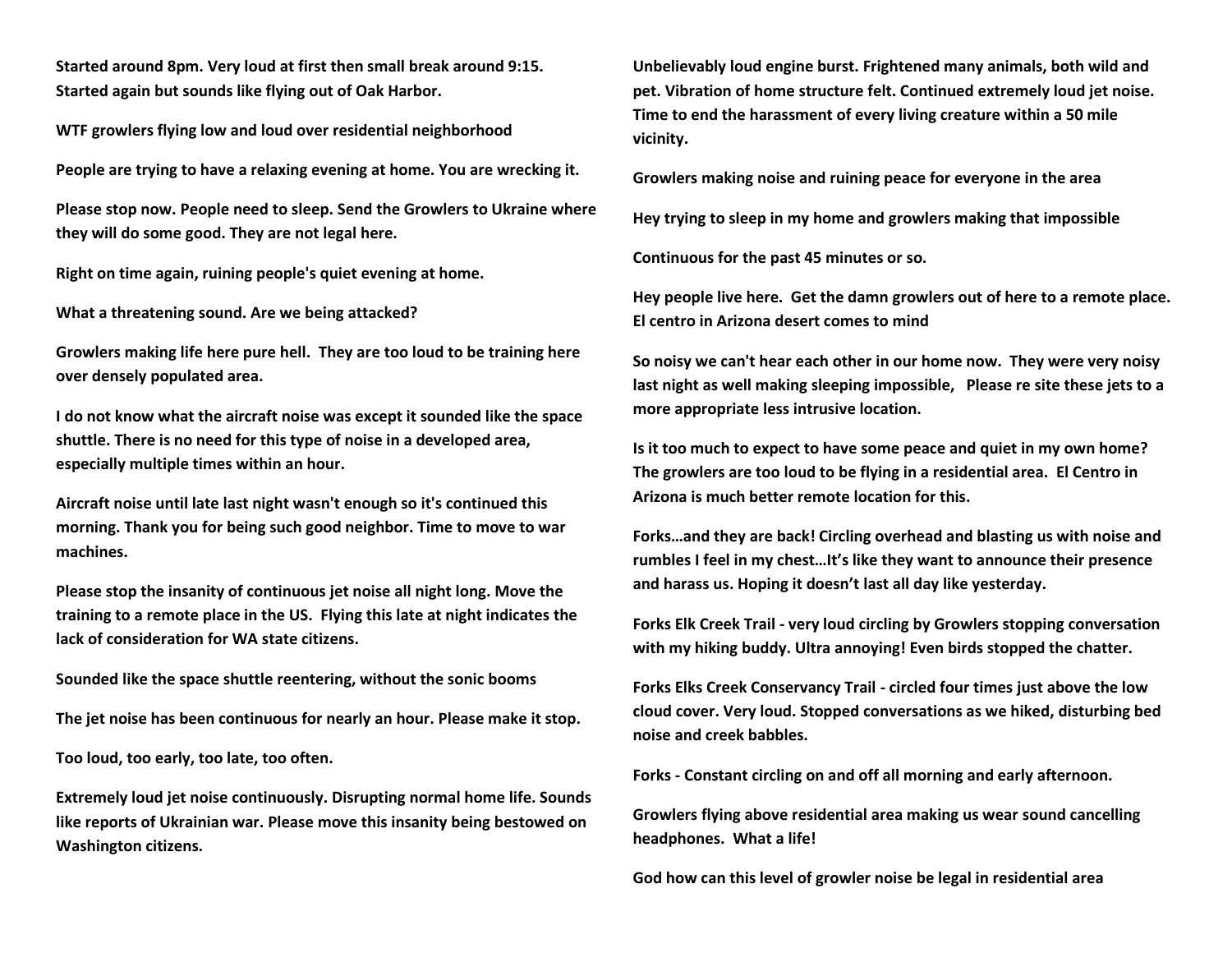**Started around 8pm. Very loud at first then small break around 9:15. Started again but sounds like flying out of Oak Harbor.**

**WTF growlers flying low and loud over residential neighborhood**

**People are trying to have a relaxing evening at home. You are wrecking it.**

**Please stop now. People need to sleep. Send the Growlers to Ukraine where they will do some good. They are not legal here.**

**Right on time again, ruining people's quiet evening at home.**

**What a threatening sound. Are we being attacked?**

**Growlers making life here pure hell. They are too loud to be training here over densely populated area.**

**I do not know what the aircraft noise was except it sounded like the space shuttle. There is no need for this type of noise in a developed area, especially multiple times within an hour.**

**Aircraft noise until late last night wasn't enough so it's continued this morning. Thank you for being such good neighbor. Time to move to war machines.**

**Please stop the insanity of continuous jet noise all night long. Move the training to a remote place in the US. Flying this late at night indicates the lack of consideration for WA state citizens.**

**Sounded like the space shuttle reentering, without the sonic booms**

**The jet noise has been continuous for nearly an hour. Please make it stop.**

**Too loud, too early, too late, too often.**

**Extremely loud jet noise continuously. Disrupting normal home life. Sounds like reports of Ukrainian war. Please move this insanity being bestowed on Washington citizens.**

**Unbelievably loud engine burst. Frightened many animals, both wild and pet. Vibration of home structure felt. Continued extremely loud jet noise. Time to end the harassment of every living creature within a 50 mile vicinity.**

**Growlers making noise and ruining peace for everyone in the area**

**Hey trying to sleep in my home and growlers making that impossible**

**Continuous for the past 45 minutes or so.**

**Hey people live here. Get the damn growlers out of here to a remote place. El centro in Arizona desert comes to mind**

**So noisy we can't hear each other in our home now. They were very noisy last night as well making sleeping impossible, Please re site these jets to a more appropriate less intrusive location.**

**Is it too much to expect to have some peace and quiet in my own home? The growlers are too loud to be flying in a residential area. El Centro in Arizona is much better remote location for this.**

**Forks…and they are back! Circling overhead and blasting us with noise and rumbles I feel in my chest…It's like they want to announce their presence and harass us. Hoping it doesn't last all day like yesterday.**

**Forks Elk Creek Trail - very loud circling by Growlers stopping conversation with my hiking buddy. Ultra annoying! Even birds stopped the chatter.**

**Forks Elks Creek Conservancy Trail - circled four times just above the low cloud cover. Very loud. Stopped conversations as we hiked, disturbing bed noise and creek babbles.**

**Forks - Constant circling on and off all morning and early afternoon.**

**Growlers flying above residential area making us wear sound cancelling headphones. What a life!**

**God how can this level of growler noise be legal in residential area**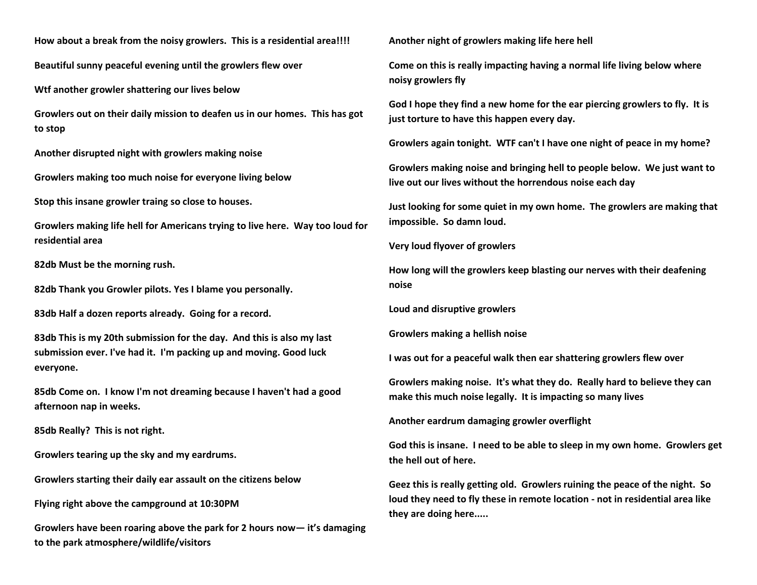**How about a break from the noisy growlers. This is a residential area!!!!**

**Beautiful sunny peaceful evening until the growlers flew over**

**Wtf another growler shattering our lives below**

**Growlers out on their daily mission to deafen us in our homes. This has got to stop**

**Another disrupted night with growlers making noise**

**Growlers making too much noise for everyone living below**

**Stop this insane growler traing so close to houses.**

**Growlers making life hell for Americans trying to live here. Way too loud for residential area**

**82db Must be the morning rush.**

**82db Thank you Growler pilots. Yes I blame you personally.**

**83db Half a dozen reports already. Going for a record.**

**83db This is my 20th submission for the day. And this is also my last submission ever. I've had it. I'm packing up and moving. Good luck everyone.**

**85db Come on. I know I'm not dreaming because I haven't had a good afternoon nap in weeks.**

**85db Really? This is not right.**

**Growlers tearing up the sky and my eardrums.**

**Growlers starting their daily ear assault on the citizens below**

**Flying right above the campground at 10:30PM**

**Growlers have been roaring above the park for 2 hours now— it's damaging to the park atmosphere/wildlife/visitors**

**Another night of growlers making life here hell**

**Come on this is really impacting having a normal life living below where noisy growlers fly**

**God I hope they find a new home for the ear piercing growlers to fly. It is just torture to have this happen every day.**

**Growlers again tonight. WTF can't I have one night of peace in my home?**

**Growlers making noise and bringing hell to people below. We just want to live out our lives without the horrendous noise each day**

**Just looking for some quiet in my own home. The growlers are making that impossible. So damn loud.**

**Very loud flyover of growlers**

**How long will the growlers keep blasting our nerves with their deafening noise**

**Loud and disruptive growlers**

**Growlers making a hellish noise**

**I was out for a peaceful walk then ear shattering growlers flew over**

**Growlers making noise. It's what they do. Really hard to believe they can make this much noise legally. It is impacting so many lives**

**Another eardrum damaging growler overflight**

**God this is insane. I need to be able to sleep in my own home. Growlers get the hell out of here.**

**Geez this is really getting old. Growlers ruining the peace of the night. So loud they need to fly these in remote location - not in residential area like they are doing here.....**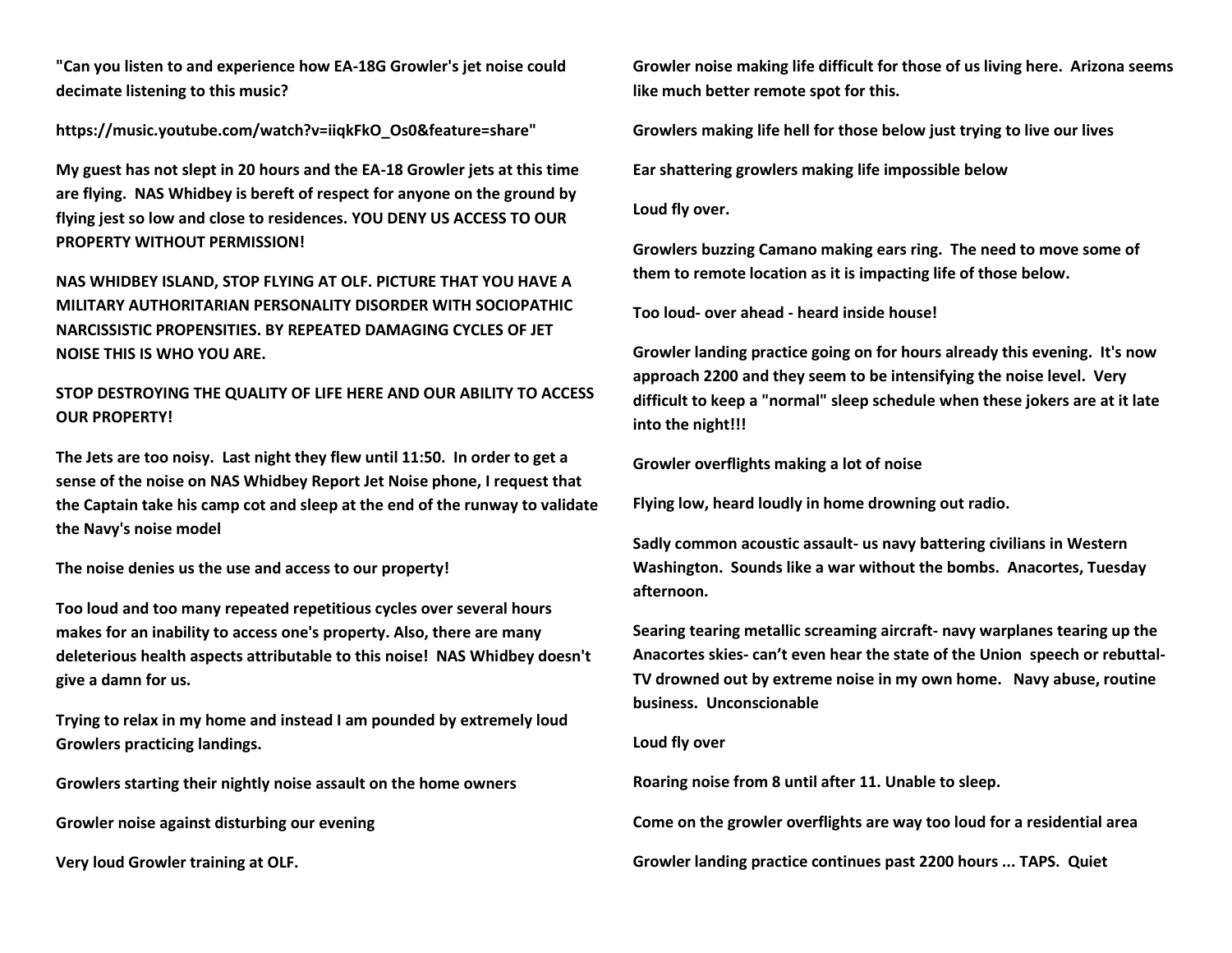**"Can you listen to and experience how EA-18G Growler's jet noise could decimate listening to this music?**

**https://music.youtube.com/watch?v=iiqkFkO_Os0&feature=share"**

**My guest has not slept in 20 hours and the EA-18 Growler jets at this time are flying. NAS Whidbey is bereft of respect for anyone on the ground by flying jest so low and close to residences. YOU DENY US ACCESS TO OUR PROPERTY WITHOUT PERMISSION!**

**NAS WHIDBEY ISLAND, STOP FLYING AT OLF. PICTURE THAT YOU HAVE A MILITARY AUTHORITARIAN PERSONALITY DISORDER WITH SOCIOPATHIC NARCISSISTIC PROPENSITIES. BY REPEATED DAMAGING CYCLES OF JET NOISE THIS IS WHO YOU ARE.**

**STOP DESTROYING THE QUALITY OF LIFE HERE AND OUR ABILITY TO ACCESS OUR PROPERTY!**

**The Jets are too noisy. Last night they flew until 11:50. In order to get a sense of the noise on NAS Whidbey Report Jet Noise phone, I request that the Captain take his camp cot and sleep at the end of the runway to validate the Navy's noise model**

**The noise denies us the use and access to our property!**

**Too loud and too many repeated repetitious cycles over several hours makes for an inability to access one's property. Also, there are many deleterious health aspects attributable to this noise! NAS Whidbey doesn't give a damn for us.**

**Trying to relax in my home and instead I am pounded by extremely loud Growlers practicing landings.**

**Growlers starting their nightly noise assault on the home owners**

**Growler noise against disturbing our evening**

**Very loud Growler training at OLF.**

**Growler noise making life difficult for those of us living here. Arizona seems like much better remote spot for this.**

**Growlers making life hell for those below just trying to live our lives**

**Ear shattering growlers making life impossible below**

**Loud fly over.**

**Growlers buzzing Camano making ears ring. The need to move some of them to remote location as it is impacting life of those below.**

**Too loud- over ahead - heard inside house!**

**Growler landing practice going on for hours already this evening. It's now approach 2200 and they seem to be intensifying the noise level. Very difficult to keep a "normal" sleep schedule when these jokers are at it late into the night!!!**

**Growler overflights making a lot of noise**

**Flying low, heard loudly in home drowning out radio.**

**Sadly common acoustic assault- us navy battering civilians in Western Washington. Sounds like a war without the bombs. Anacortes, Tuesday afternoon.**

**Searing tearing metallic screaming aircraft- navy warplanes tearing up the Anacortes skies- can't even hear the state of the Union speech or rebuttal- TV drowned out by extreme noise in my own home. Navy abuse, routine business. Unconscionable**

**Loud fly over**

**Roaring noise from 8 until after 11. Unable to sleep.**

**Come on the growler overflights are way too loud for a residential area**

**Growler landing practice continues past 2200 hours ... TAPS. Quiet**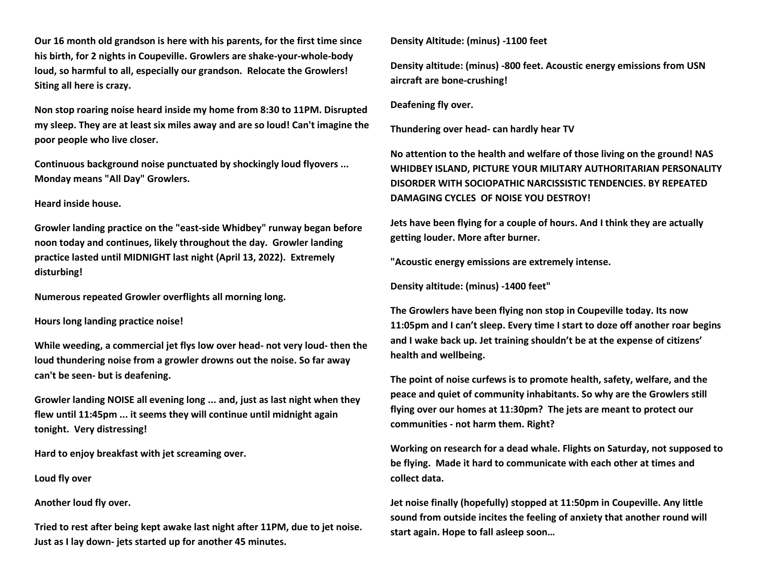**Our 16 month old grandson is here with his parents, for the first time since his birth, for 2 nights in Coupeville. Growlers are shake-your-whole-body loud, so harmful to all, especially our grandson. Relocate the Growlers! Siting all here is crazy.**

**Non stop roaring noise heard inside my home from 8:30 to 11PM. Disrupted my sleep. They are at least six miles away and are so loud! Can't imagine the poor people who live closer.**

**Continuous background noise punctuated by shockingly loud flyovers ... Monday means "All Day" Growlers.**

**Heard inside house.**

**Growler landing practice on the "east-side Whidbey" runway began before noon today and continues, likely throughout the day. Growler landing practice lasted until MIDNIGHT last night (April 13, 2022). Extremely disturbing!**

**Numerous repeated Growler overflights all morning long.**

**Hours long landing practice noise!**

**While weeding, a commercial jet flys low over head- not very loud- then the loud thundering noise from a growler drowns out the noise. So far away can't be seen- but is deafening.**

**Growler landing NOISE all evening long ... and, just as last night when they flew until 11:45pm ... it seems they will continue until midnight again tonight. Very distressing!**

**Hard to enjoy breakfast with jet screaming over.**

**Loud fly over**

**Another loud fly over.**

**Tried to rest after being kept awake last night after 11PM, due to jet noise. Just as I lay down- jets started up for another 45 minutes.**

**Density Altitude: (minus) -1100 feet**

**Density altitude: (minus) -800 feet. Acoustic energy emissions from USN aircraft are bone-crushing!**

**Deafening fly over.**

**Thundering over head- can hardly hear TV**

**No attention to the health and welfare of those living on the ground! NAS WHIDBEY ISLAND, PICTURE YOUR MILITARY AUTHORITARIAN PERSONALITY DISORDER WITH SOCIOPATHIC NARCISSISTIC TENDENCIES. BY REPEATED DAMAGING CYCLES OF NOISE YOU DESTROY!**

**Jets have been flying for a couple of hours. And I think they are actually getting louder. More after burner.**

**"Acoustic energy emissions are extremely intense.**

**Density altitude: (minus) -1400 feet"**

**The Growlers have been flying non stop in Coupeville today. Its now 11:05pm and I can't sleep. Every time I start to doze off another roar begins and I wake back up. Jet training shouldn't be at the expense of citizens' health and wellbeing.**

**The point of noise curfews is to promote health, safety, welfare, and the peace and quiet of community inhabitants. So why are the Growlers still flying over our homes at 11:30pm? The jets are meant to protect our communities - not harm them. Right?**

**Working on research for a dead whale. Flights on Saturday, not supposed to be flying. Made it hard to communicate with each other at times and collect data.**

**Jet noise finally (hopefully) stopped at 11:50pm in Coupeville. Any little sound from outside incites the feeling of anxiety that another round will start again. Hope to fall asleep soon…**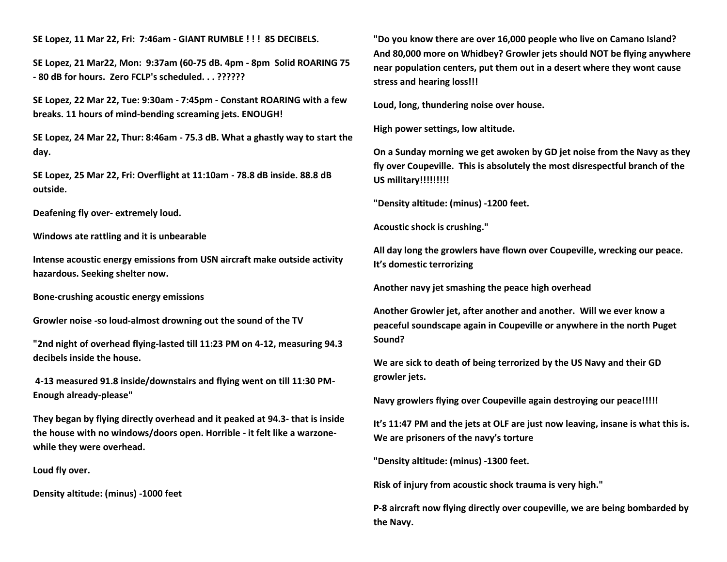**SE Lopez, 11 Mar 22, Fri: 7:46am - GIANT RUMBLE ! ! ! 85 DECIBELS.**

**SE Lopez, 21 Mar22, Mon: 9:37am (60-75 dB. 4pm - 8pm Solid ROARING 75 - 80 dB for hours. Zero FCLP's scheduled. . . ??????**

**SE Lopez, 22 Mar 22, Tue: 9:30am - 7:45pm - Constant ROARING with a few breaks. 11 hours of mind-bending screaming jets. ENOUGH!**

**SE Lopez, 24 Mar 22, Thur: 8:46am - 75.3 dB. What a ghastly way to start the day.**

**SE Lopez, 25 Mar 22, Fri: Overflight at 11:10am - 78.8 dB inside. 88.8 dB outside.**

**Deafening fly over- extremely loud.**

**Windows ate rattling and it is unbearable**

**Intense acoustic energy emissions from USN aircraft make outside activity hazardous. Seeking shelter now.**

**Bone-crushing acoustic energy emissions**

**Growler noise -so loud-almost drowning out the sound of the TV**

**"2nd night of overhead flying-lasted till 11:23 PM on 4-12, measuring 94.3 decibels inside the house.**

**4-13 measured 91.8 inside/downstairs and flying went on till 11:30 PM-Enough already-please"**

**They began by flying directly overhead and it peaked at 94.3- that is inside the house with no windows/doors open. Horrible - it felt like a warzone- while they were overhead.**

**Loud fly over.**

**Density altitude: (minus) -1000 feet**

**"Do you know there are over 16,000 people who live on Camano Island? And 80,000 more on Whidbey? Growler jets should NOT be flying anywhere near population centers, put them out in a desert where they wont cause stress and hearing loss!!!**

**Loud, long, thundering noise over house.**

**High power settings, low altitude.**

**On a Sunday morning we get awoken by GD jet noise from the Navy as they fly over Coupeville. This is absolutely the most disrespectful branch of the US military!!!!!!!!!**

**"Density altitude: (minus) -1200 feet.**

**Acoustic shock is crushing."**

**All day long the growlers have flown over Coupeville, wrecking our peace. It's domestic terrorizing**

**Another navy jet smashing the peace high overhead**

**Another Growler jet, after another and another. Will we ever know a peaceful soundscape again in Coupeville or anywhere in the north Puget Sound?**

**We are sick to death of being terrorized by the US Navy and their GD growler jets.**

**Navy growlers flying over Coupeville again destroying our peace!!!!!**

**It's 11:47 PM and the jets at OLF are just now leaving, insane is what this is. We are prisoners of the navy's torture**

**"Density altitude: (minus) -1300 feet.**

**Risk of injury from acoustic shock trauma is very high."**

**P-8 aircraft now flying directly over coupeville, we are being bombarded by the Navy.**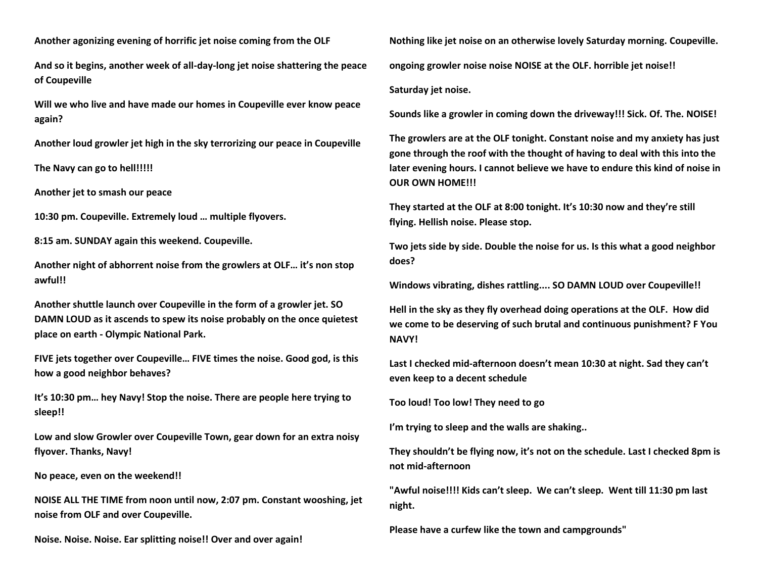**Another agonizing evening of horrific jet noise coming from the OLF**

**And so it begins, another week of all-day-long jet noise shattering the peace of Coupeville**

**Will we who live and have made our homes in Coupeville ever know peace again?**

**Another loud growler jet high in the sky terrorizing our peace in Coupeville**

**The Navy can go to hell!!!!!**

**Another jet to smash our peace**

**10:30 pm. Coupeville. Extremely loud … multiple flyovers.**

**8:15 am. SUNDAY again this weekend. Coupeville.**

**Another night of abhorrent noise from the growlers at OLF… it's non stop awful!!**

**Another shuttle launch over Coupeville in the form of a growler jet. SO DAMN LOUD as it ascends to spew its noise probably on the once quietest place on earth - Olympic National Park.**

**FIVE jets together over Coupeville… FIVE times the noise. Good god, is this how a good neighbor behaves?**

**It's 10:30 pm… hey Navy! Stop the noise. There are people here trying to sleep!!**

**Low and slow Growler over Coupeville Town, gear down for an extra noisy flyover. Thanks, Navy!**

**No peace, even on the weekend!!**

**NOISE ALL THE TIME from noon until now, 2:07 pm. Constant wooshing, jet noise from OLF and over Coupeville.**

**Noise. Noise. Noise. Ear splitting noise!! Over and over again!**

**Nothing like jet noise on an otherwise lovely Saturday morning. Coupeville.**

**ongoing growler noise noise NOISE at the OLF. horrible jet noise!!**

**Saturday jet noise.**

**Sounds like a growler in coming down the driveway!!! Sick. Of. The. NOISE!**

**The growlers are at the OLF tonight. Constant noise and my anxiety has just gone through the roof with the thought of having to deal with this into the later evening hours. I cannot believe we have to endure this kind of noise in OUR OWN HOME!!!**

**They started at the OLF at 8:00 tonight. It's 10:30 now and they're still flying. Hellish noise. Please stop.**

**Two jets side by side. Double the noise for us. Is this what a good neighbor does?**

**Windows vibrating, dishes rattling.... SO DAMN LOUD over Coupeville!!**

**Hell in the sky as they fly overhead doing operations at the OLF. How did we come to be deserving of such brutal and continuous punishment? F You NAVY!**

**Last I checked mid-afternoon doesn't mean 10:30 at night. Sad they can't even keep to a decent schedule**

**Too loud! Too low! They need to go**

**I'm trying to sleep and the walls are shaking..**

**They shouldn't be flying now, it's not on the schedule. Last I checked 8pm is not mid-afternoon**

**"Awful noise!!!! Kids can't sleep. We can't sleep. Went till 11:30 pm last night.**

**Please have a curfew like the town and campgrounds"**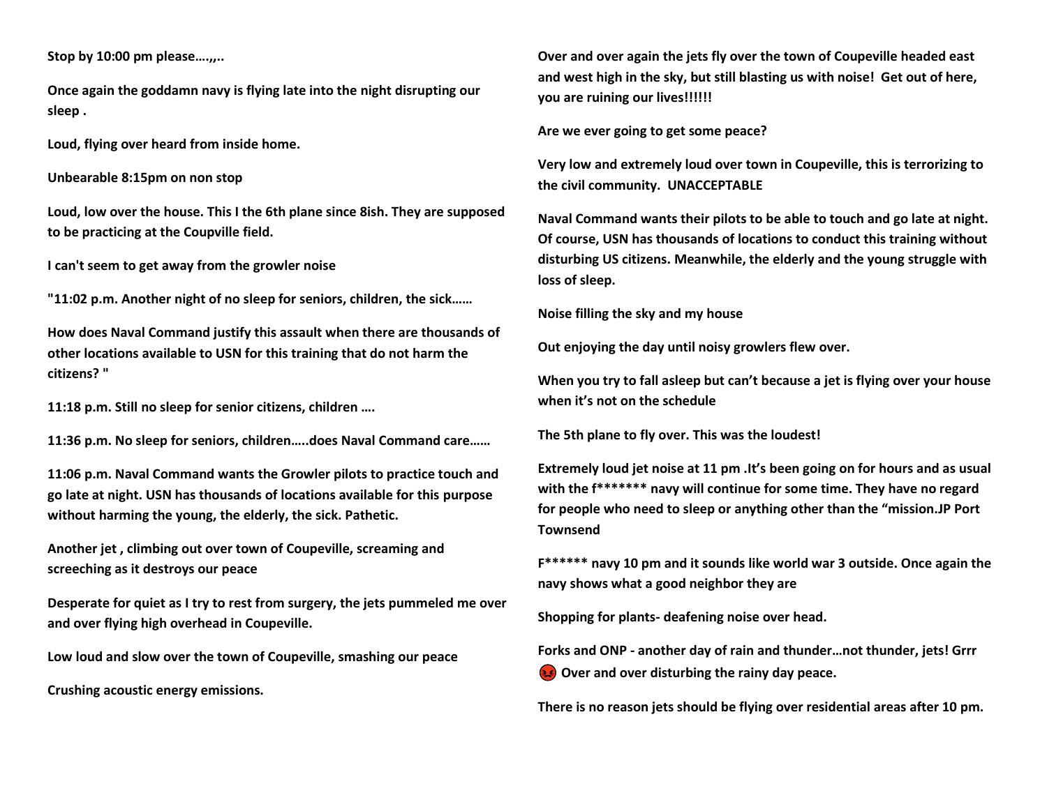**Stop by 10:00 pm please….,,..**

**Once again the goddamn navy is flying late into the night disrupting our sleep .**

**Loud, flying over heard from inside home.**

**Unbearable 8:15pm on non stop**

**Loud, low over the house. This I the 6th plane since 8ish. They are supposed to be practicing at the Coupville field.**

**I can't seem to get away from the growler noise**

**"11:02 p.m. Another night of no sleep for seniors, children, the sick……**

**How does Naval Command justify this assault when there are thousands of other locations available to USN for this training that do not harm the citizens? "**

**11:18 p.m. Still no sleep for senior citizens, children ….**

**11:36 p.m. No sleep for seniors, children…..does Naval Command care……**

**11:06 p.m. Naval Command wants the Growler pilots to practice touch and go late at night. USN has thousands of locations available for this purpose without harming the young, the elderly, the sick. Pathetic.**

**Another jet , climbing out over town of Coupeville, screaming and screeching as it destroys our peace**

**Desperate for quiet as I try to rest from surgery, the jets pummeled me over and over flying high overhead in Coupeville.**

**Low loud and slow over the town of Coupeville, smashing our peace**

**Crushing acoustic energy emissions.**

**Over and over again the jets fly over the town of Coupeville headed east and west high in the sky, but still blasting us with noise! Get out of here, you are ruining our lives!!!!!!**

**Are we ever going to get some peace?**

**Very low and extremely loud over town in Coupeville, this is terrorizing to the civil community. UNACCEPTABLE**

**Naval Command wants their pilots to be able to touch and go late at night. Of course, USN has thousands of locations to conduct this training without disturbing US citizens. Meanwhile, the elderly and the young struggle with loss of sleep.**

**Noise filling the sky and my house**

**Out enjoying the day until noisy growlers flew over.**

**When you try to fall asleep but can't because a jet is flying over your house when it's not on the schedule**

**The 5th plane to fly over. This was the loudest!**

**Extremely loud jet noise at 11 pm .It's been going on for hours and as usual with the f******* navy will continue for some time. They have no regard for people who need to sleep or anything other than the "mission.JP Port Townsend**

**F****** navy 10 pm and it sounds like world war 3 outside. Once again the navy shows what a good neighbor they are**

**Shopping for plants- deafening noise over head.**

**Forks and ONP - another day of rain and thunder…not thunder, jets! Grrr 😡 Over and over disturbing the rainy day peace.**

**There is no reason jets should be flying over residential areas after 10 pm.**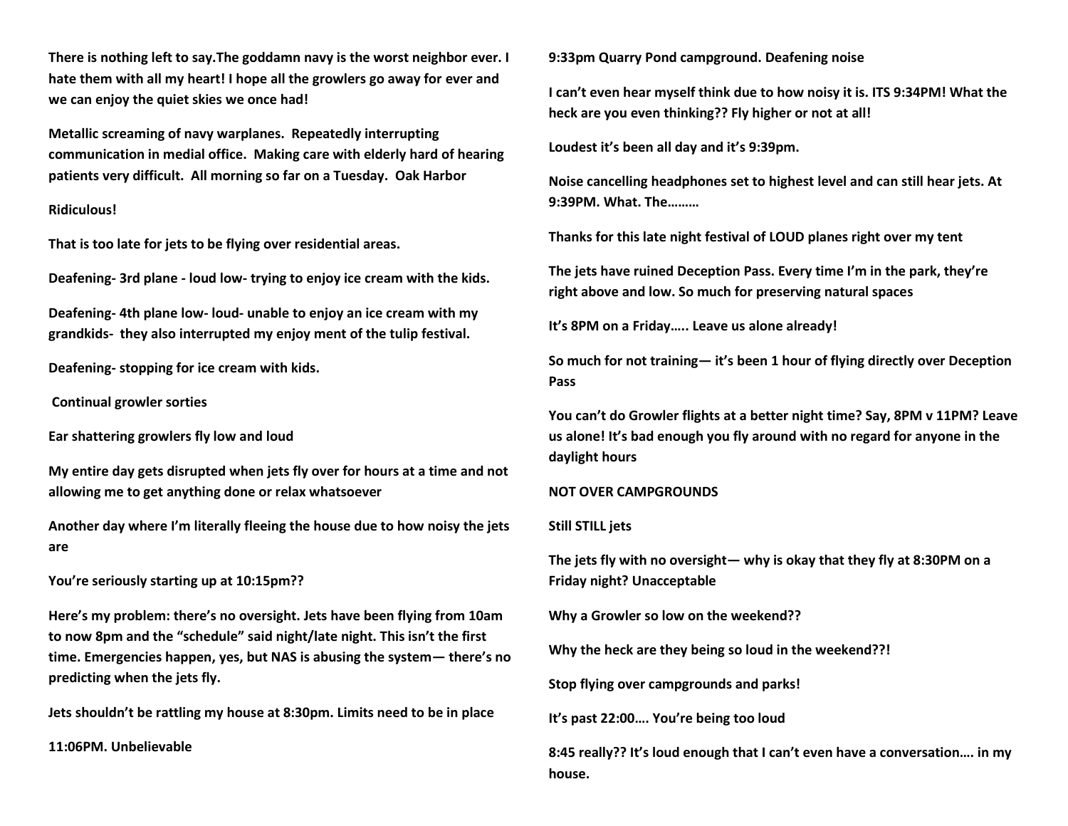**There is nothing left to say.The goddamn navy is the worst neighbor ever. I hate them with all my heart! I hope all the growlers go away for ever and we can enjoy the quiet skies we once had!**

**Metallic screaming of navy warplanes. Repeatedly interrupting communication in medial office. Making care with elderly hard of hearing patients very difficult. All morning so far on a Tuesday. Oak Harbor**

**Ridiculous!**

**That is too late for jets to be flying over residential areas.**

**Deafening- 3rd plane - loud low- trying to enjoy ice cream with the kids.**

**Deafening- 4th plane low- loud- unable to enjoy an ice cream with my grandkids- they also interrupted my enjoy ment of the tulip festival.**

**Deafening- stopping for ice cream with kids.**

**Continual growler sorties**

**Ear shattering growlers fly low and loud**

**My entire day gets disrupted when jets fly over for hours at a time and not allowing me to get anything done or relax whatsoever**

**Another day where I'm literally fleeing the house due to how noisy the jets are**

**You're seriously starting up at 10:15pm??**

**Here's my problem: there's no oversight. Jets have been flying from 10am to now 8pm and the "schedule" said night/late night. This isn't the first time. Emergencies happen, yes, but NAS is abusing the system— there's no predicting when the jets fly.**

**Jets shouldn't be rattling my house at 8:30pm. Limits need to be in place**

**11:06PM. Unbelievable**

**9:33pm Quarry Pond campground. Deafening noise**

**I can't even hear myself think due to how noisy it is. ITS 9:34PM! What the heck are you even thinking?? Fly higher or not at all!**

**Loudest it's been all day and it's 9:39pm.**

**Noise cancelling headphones set to highest level and can still hear jets. At 9:39PM. What. The………**

**Thanks for this late night festival of LOUD planes right over my tent**

**The jets have ruined Deception Pass. Every time I'm in the park, they're right above and low. So much for preserving natural spaces**

**It's 8PM on a Friday….. Leave us alone already!**

**So much for not training— it's been 1 hour of flying directly over Deception Pass**

**You can't do Growler flights at a better night time? Say, 8PM v 11PM? Leave us alone! It's bad enough you fly around with no regard for anyone in the daylight hours**

**NOT OVER CAMPGROUNDS**

**Still STILL jets**

**The jets fly with no oversight— why is okay that they fly at 8:30PM on a Friday night? Unacceptable**

**Why a Growler so low on the weekend??**

**Why the heck are they being so loud in the weekend??!**

**Stop flying over campgrounds and parks!**

**It's past 22:00…. You're being too loud**

**8:45 really?? It's loud enough that I can't even have a conversation…. in my house.**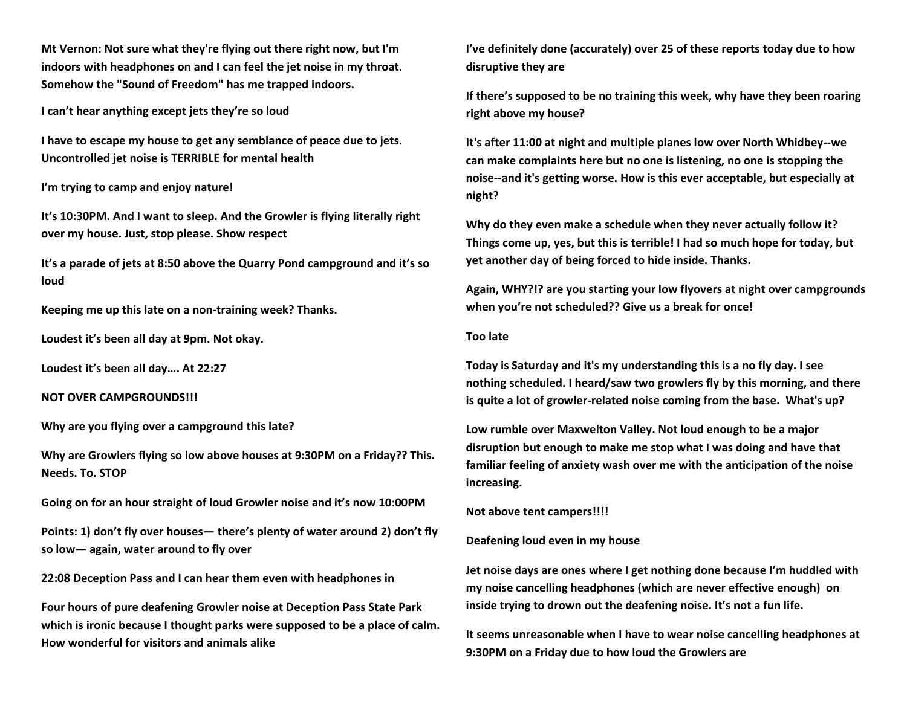**Mt Vernon: Not sure what they're flying out there right now, but I'm indoors with headphones on and I can feel the jet noise in my throat. Somehow the "Sound of Freedom" has me trapped indoors.**

**I can't hear anything except jets they're so loud**

**I have to escape my house to get any semblance of peace due to jets. Uncontrolled jet noise is TERRIBLE for mental health**

**I'm trying to camp and enjoy nature!**

**It's 10:30PM. And I want to sleep. And the Growler is flying literally right over my house. Just, stop please. Show respect**

**It's a parade of jets at 8:50 above the Quarry Pond campground and it's so loud**

**Keeping me up this late on a non-training week? Thanks.**

**Loudest it's been all day at 9pm. Not okay.**

**Loudest it's been all day…. At 22:27**

**NOT OVER CAMPGROUNDS!!!**

**Why are you flying over a campground this late?**

**Why are Growlers flying so low above houses at 9:30PM on a Friday?? This. Needs. To. STOP**

**Going on for an hour straight of loud Growler noise and it's now 10:00PM**

**Points: 1) don't fly over houses— there's plenty of water around 2) don't fly so low— again, water around to fly over**

**22:08 Deception Pass and I can hear them even with headphones in**

**Four hours of pure deafening Growler noise at Deception Pass State Park which is ironic because I thought parks were supposed to be a place of calm. How wonderful for visitors and animals alike**

**I've definitely done (accurately) over 25 of these reports today due to how disruptive they are**

**If there's supposed to be no training this week, why have they been roaring right above my house?**

**It's after 11:00 at night and multiple planes low over North Whidbey--we can make complaints here but no one is listening, no one is stopping the noise--and it's getting worse. How is this ever acceptable, but especially at night?**

**Why do they even make a schedule when they never actually follow it? Things come up, yes, but this is terrible! I had so much hope for today, but yet another day of being forced to hide inside. Thanks.**

**Again, WHY?!? are you starting your low flyovers at night over campgrounds when you're not scheduled?? Give us a break for once!**

**Too late**

**Today is Saturday and it's my understanding this is a no fly day. I see nothing scheduled. I heard/saw two growlers fly by this morning, and there is quite a lot of growler-related noise coming from the base. What's up?**

**Low rumble over Maxwelton Valley. Not loud enough to be a major disruption but enough to make me stop what I was doing and have that familiar feeling of anxiety wash over me with the anticipation of the noise increasing.**

**Not above tent campers!!!!**

**Deafening loud even in my house**

**Jet noise days are ones where I get nothing done because I'm huddled with my noise cancelling headphones (which are never effective enough) on inside trying to drown out the deafening noise. It's not a fun life.**

**It seems unreasonable when I have to wear noise cancelling headphones at 9:30PM on a Friday due to how loud the Growlers are**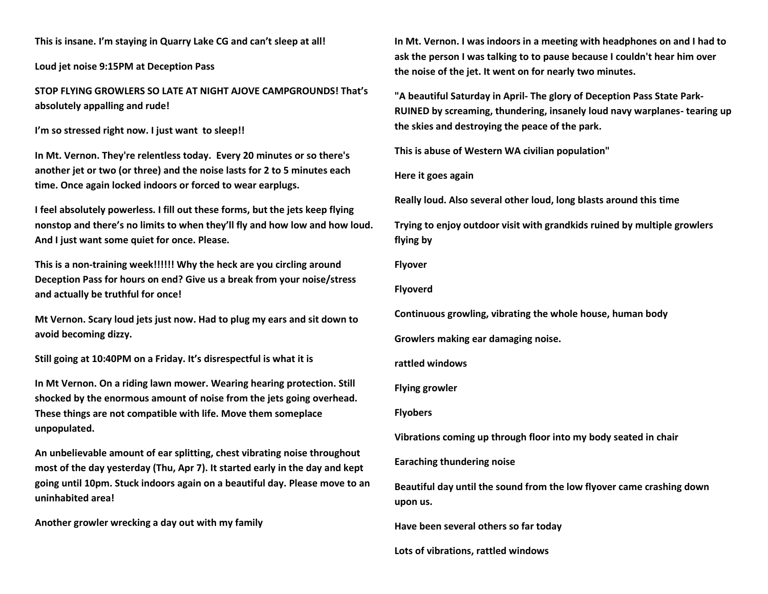**This is insane. I'm staying in Quarry Lake CG and can't sleep at all!**

**Loud jet noise 9:15PM at Deception Pass**

**STOP FLYING GROWLERS SO LATE AT NIGHT AJOVE CAMPGROUNDS! That's absolutely appalling and rude!**

**I'm so stressed right now. I just want to sleep!!**

**In Mt. Vernon. They're relentless today. Every 20 minutes or so there's another jet or two (or three) and the noise lasts for 2 to 5 minutes each time. Once again locked indoors or forced to wear earplugs.**

**I feel absolutely powerless. I fill out these forms, but the jets keep flying nonstop and there's no limits to when they'll fly and how low and how loud. And I just want some quiet for once. Please.**

**This is a non-training week!!!!!! Why the heck are you circling around Deception Pass for hours on end? Give us a break from your noise/stress and actually be truthful for once!**

**Mt Vernon. Scary loud jets just now. Had to plug my ears and sit down to avoid becoming dizzy.**

**Still going at 10:40PM on a Friday. It's disrespectful is what it is**

**In Mt Vernon. On a riding lawn mower. Wearing hearing protection. Still shocked by the enormous amount of noise from the jets going overhead. These things are not compatible with life. Move them someplace unpopulated.**

**An unbelievable amount of ear splitting, chest vibrating noise throughout most of the day yesterday (Thu, Apr 7). It started early in the day and kept going until 10pm. Stuck indoors again on a beautiful day. Please move to an uninhabited area!**

**Another growler wrecking a day out with my family**

**In Mt. Vernon. I was indoors in a meeting with headphones on and I had to ask the person I was talking to to pause because I couldn't hear him over the noise of the jet. It went on for nearly two minutes.**

**"A beautiful Saturday in April- The glory of Deception Pass State Park- RUINED by screaming, thundering, insanely loud navy warplanes- tearing up the skies and destroying the peace of the park.**

**This is abuse of Western WA civilian population"**

**Here it goes again**

**Really loud. Also several other loud, long blasts around this time**

**Trying to enjoy outdoor visit with grandkids ruined by multiple growlers flying by**

**Flyover**

**Flyoverd**

**Continuous growling, vibrating the whole house, human body**

**Growlers making ear damaging noise.**

**rattled windows**

**Flying growler**

**Flyobers**

**Vibrations coming up through floor into my body seated in chair**

**Earaching thundering noise**

**Beautiful day until the sound from the low flyover came crashing down upon us.**

**Have been several others so far today**

**Lots of vibrations, rattled windows**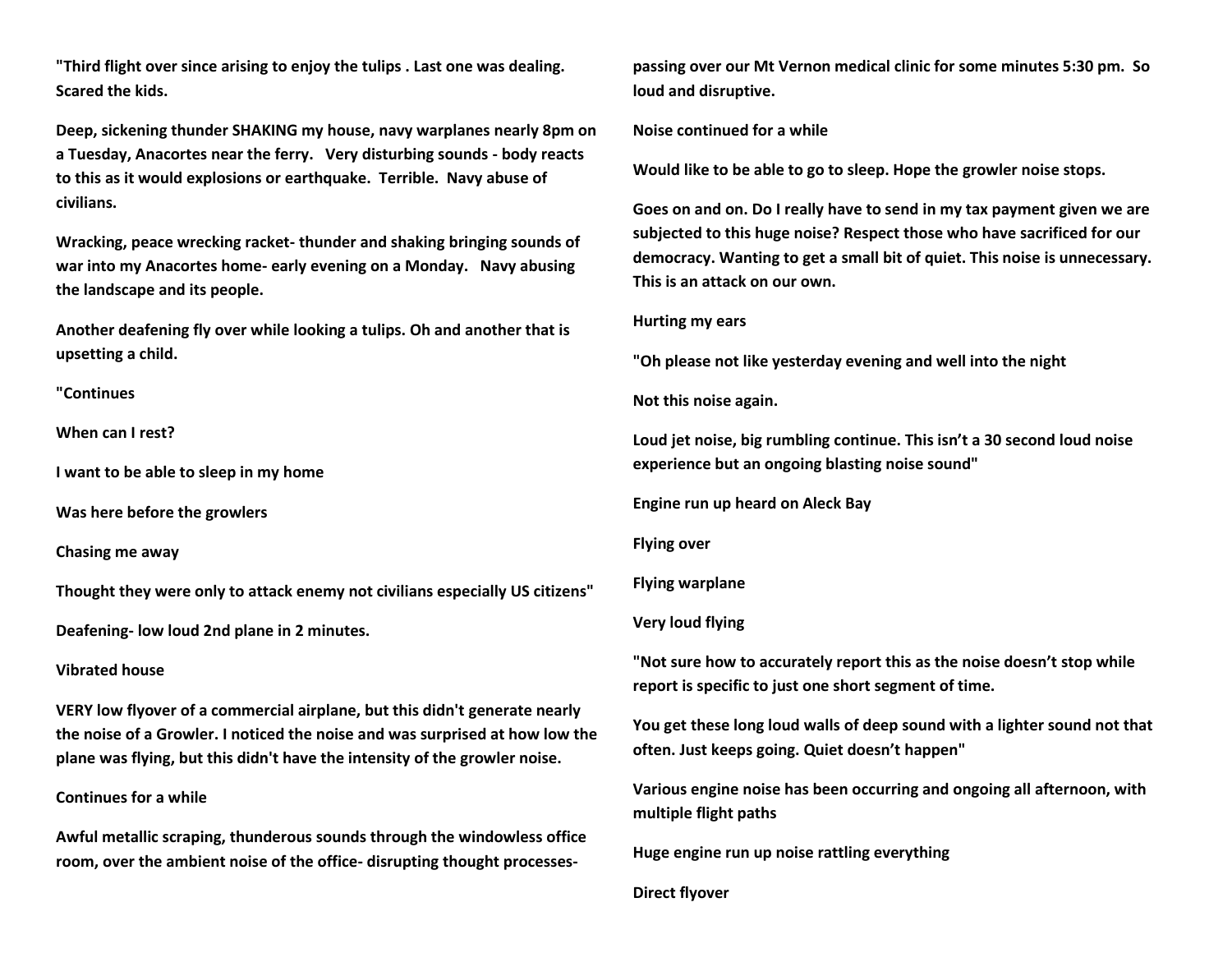**"Third flight over since arising to enjoy the tulips . Last one was dealing. Scared the kids.**

**Deep, sickening thunder SHAKING my house, navy warplanes nearly 8pm on a Tuesday, Anacortes near the ferry.   Very disturbing sounds - body reacts to this as it would explosions or earthquake.  Terrible.  Navy abuse of civilians.**

**Wracking, peace wrecking racket- thunder and shaking bringing sounds of war into my Anacortes home- early evening on a Monday.   Navy abusing the landscape and its people.**

**Another deafening fly over while looking a tulips. Oh and another that is upsetting a child.**

**"Continues**

**When can I rest?**

**I want to be able to sleep in my home**

**Was here before the growlers**

**Chasing me away**

**Thought they were only to attack enemy not civilians especially US citizens"**

**Deafening- low loud 2nd plane in 2 minutes.**

**Vibrated house**

**VERY low flyover of a commercial airplane, but this didn't generate nearly the noise of a Growler. I noticed the noise and was surprised at how low the plane was flying, but this didn't have the intensity of the growler noise.**

**Continues for a while**

**Awful metallic scraping, thunderous sounds through the windowless office room, over the ambient noise of the office- disrupting thought processes- passing over our Mt Vernon medical clinic for some minutes 5:30 pm.  So loud and disruptive.**

**Noise continued for a while**

**Would like to be able to go to sleep. Hope the growler noise stops.**

**Goes on and on. Do I really have to send in my tax payment given we are subjected to this huge noise? Respect those who have sacrificed for our democracy. Wanting to get a small bit of quiet. This noise is unnecessary. This is an attack on our own.**

**Hurting my ears**

**"Oh please not like yesterday evening and well into the night**

**Not this noise again.**

**Loud jet noise, big rumbling continue. This isn't a 30 second loud noise experience but an ongoing blasting noise sound"**

**Engine run up heard on Aleck Bay**

**Flying over**

**Flying warplane**

**Very loud flying**

**"Not sure how to accurately report this as the noise doesn't stop while report is specific to just one short segment of time.**

**You get these long loud walls of deep sound with a lighter sound not that often. Just keeps going. Quiet doesn't happen"**

**Various engine noise has been occurring and ongoing all afternoon, with multiple flight paths**

**Huge engine run up noise rattling everything**

**Direct flyover**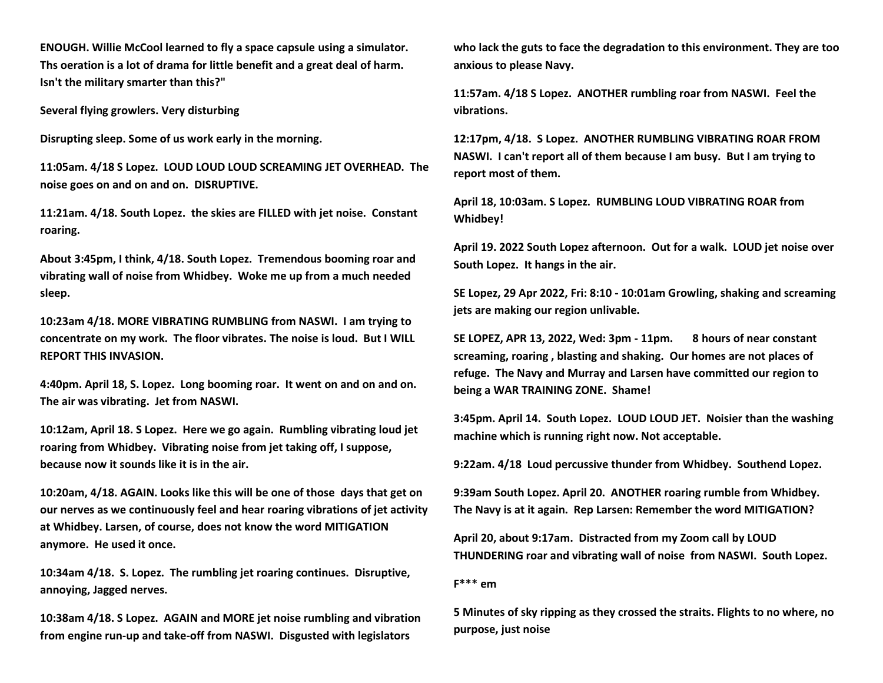**ENOUGH. Willie McCool learned to fly a space capsule using a simulator. Ths oeration is a lot of drama for little benefit and a great deal of harm. Isn't the military smarter than this?"**

**Several flying growlers. Very disturbing**

**Disrupting sleep. Some of us work early in the morning.**

**11:05am. 4/18 S Lopez. LOUD LOUD LOUD SCREAMING JET OVERHEAD. The noise goes on and on and on. DISRUPTIVE.**

**11:21am. 4/18. South Lopez. the skies are FILLED with jet noise. Constant roaring.**

**About 3:45pm, I think, 4/18. South Lopez. Tremendous booming roar and vibrating wall of noise from Whidbey. Woke me up from a much needed sleep.**

**10:23am 4/18. MORE VIBRATING RUMBLING from NASWI. I am trying to concentrate on my work. The floor vibrates. The noise is loud. But I WILL REPORT THIS INVASION.**

**4:40pm. April 18, S. Lopez. Long booming roar. It went on and on and on. The air was vibrating. Jet from NASWI.**

**10:12am, April 18. S Lopez. Here we go again. Rumbling vibrating loud jet roaring from Whidbey. Vibrating noise from jet taking off, I suppose, because now it sounds like it is in the air.**

**10:20am, 4/18. AGAIN. Looks like this will be one of those days that get on our nerves as we continuously feel and hear roaring vibrations of jet activity at Whidbey. Larsen, of course, does not know the word MITIGATION anymore. He used it once.**

**10:34am 4/18. S. Lopez. The rumbling jet roaring continues. Disruptive, annoying, Jagged nerves.**

**10:38am 4/18. S Lopez. AGAIN and MORE jet noise rumbling and vibration from engine run-up and take-off from NASWI. Disgusted with legislators who lack the guts to face the degradation to this environment. They are too anxious to please Navy.**

**11:57am. 4/18 S Lopez. ANOTHER rumbling roar from NASWI. Feel the vibrations.**

**12:17pm, 4/18. S Lopez. ANOTHER RUMBLING VIBRATING ROAR FROM NASWI. I can't report all of them because I am busy. But I am trying to report most of them.**

**April 18, 10:03am. S Lopez. RUMBLING LOUD VIBRATING ROAR from Whidbey!**

**April 19. 2022 South Lopez afternoon. Out for a walk. LOUD jet noise over South Lopez. It hangs in the air.**

**SE Lopez, 29 Apr 2022, Fri: 8:10 - 10:01am Growling, shaking and screaming jets are making our region unlivable.**

**SE LOPEZ, APR 13, 2022, Wed: 3pm - 11pm. 8 hours of near constant screaming, roaring , blasting and shaking. Our homes are not places of refuge. The Navy and Murray and Larsen have committed our region to being a WAR TRAINING ZONE. Shame!**

**3:45pm. April 14. South Lopez. LOUD LOUD JET. Noisier than the washing machine which is running right now. Not acceptable.**

**9:22am. 4/18 Loud percussive thunder from Whidbey. Southend Lopez.**

**9:39am South Lopez. April 20. ANOTHER roaring rumble from Whidbey. The Navy is at it again. Rep Larsen: Remember the word MITIGATION?**

**April 20, about 9:17am. Distracted from my Zoom call by LOUD THUNDERING roar and vibrating wall of noise from NASWI. South Lopez.**

**F*** em**

**5 Minutes of sky ripping as they crossed the straits. Flights to no where, no purpose, just noise**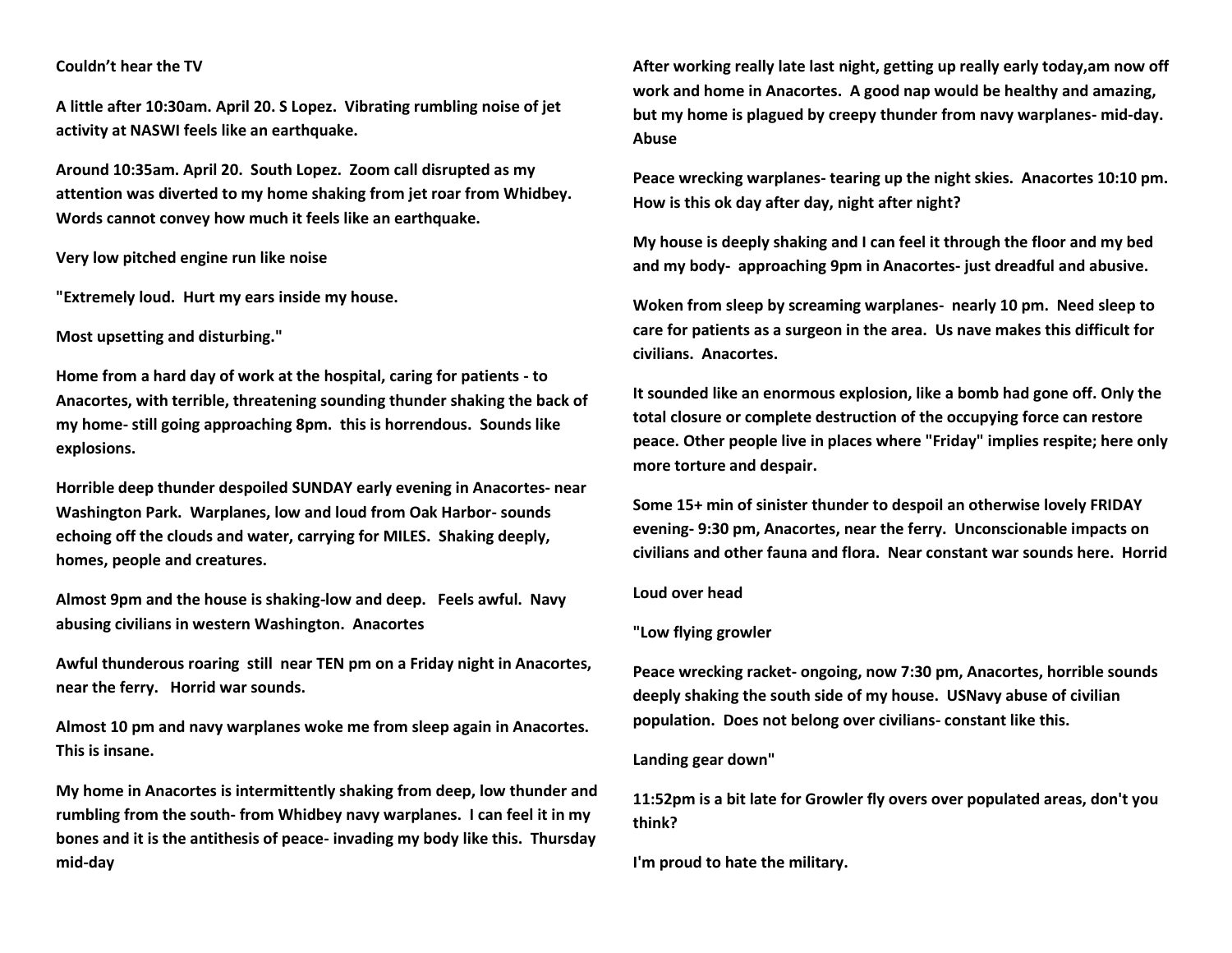**Couldn't hear the TV**

**A little after 10:30am. April 20. S Lopez. Vibrating rumbling noise of jet activity at NASWI feels like an earthquake.**

**Around 10:35am. April 20. South Lopez. Zoom call disrupted as my attention was diverted to my home shaking from jet roar from Whidbey. Words cannot convey how much it feels like an earthquake.**

**Very low pitched engine run like noise**

**"Extremely loud. Hurt my ears inside my house.**

**Most upsetting and disturbing."**

**Home from a hard day of work at the hospital, caring for patients - to Anacortes, with terrible, threatening sounding thunder shaking the back of my home- still going approaching 8pm. this is horrendous. Sounds like explosions.**

**Horrible deep thunder despoiled SUNDAY early evening in Anacortes- near Washington Park. Warplanes, low and loud from Oak Harbor- sounds echoing off the clouds and water, carrying for MILES. Shaking deeply, homes, people and creatures.**

**Almost 9pm and the house is shaking-low and deep. Feels awful. Navy abusing civilians in western Washington. Anacortes**

**Awful thunderous roaring still near TEN pm on a Friday night in Anacortes, near the ferry. Horrid war sounds.**

**Almost 10 pm and navy warplanes woke me from sleep again in Anacortes. This is insane.**

**My home in Anacortes is intermittently shaking from deep, low thunder and rumbling from the south- from Whidbey navy warplanes. I can feel it in my bones and it is the antithesis of peace- invading my body like this. Thursday mid-day**

**After working really late last night, getting up really early today,am now off work and home in Anacortes. A good nap would be healthy and amazing, but my home is plagued by creepy thunder from navy warplanes- mid-day. Abuse**

**Peace wrecking warplanes- tearing up the night skies. Anacortes 10:10 pm. How is this ok day after day, night after night?**

**My house is deeply shaking and I can feel it through the floor and my bed and my body- approaching 9pm in Anacortes- just dreadful and abusive.**

**Woken from sleep by screaming warplanes- nearly 10 pm. Need sleep to care for patients as a surgeon in the area. Us nave makes this difficult for civilians. Anacortes.**

**It sounded like an enormous explosion, like a bomb had gone off. Only the total closure or complete destruction of the occupying force can restore peace. Other people live in places where "Friday" implies respite; here only more torture and despair.**

**Some 15+ min of sinister thunder to despoil an otherwise lovely FRIDAY evening- 9:30 pm, Anacortes, near the ferry. Unconscionable impacts on civilians and other fauna and flora. Near constant war sounds here. Horrid**

**Loud over head**

**"Low flying growler**

**Peace wrecking racket- ongoing, now 7:30 pm, Anacortes, horrible sounds deeply shaking the south side of my house. USNavy abuse of civilian population. Does not belong over civilians- constant like this.**

**Landing gear down"**

**11:52pm is a bit late for Growler fly overs over populated areas, don't you think?**

**I'm proud to hate the military.**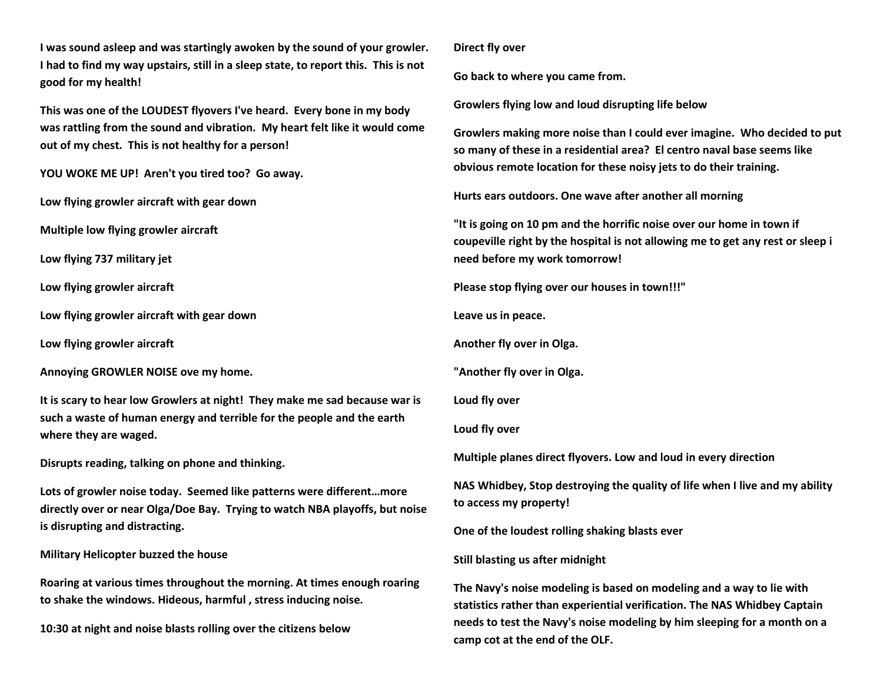**I was sound asleep and was startingly awoken by the sound of your growler. I had to find my way upstairs, still in a sleep state, to report this. This is not good for my health!**

**This was one of the LOUDEST flyovers I've heard. Every bone in my body was rattling from the sound and vibration. My heart felt like it would come out of my chest. This is not healthy for a person!**

**YOU WOKE ME UP! Aren't you tired too? Go away.**

**Low flying growler aircraft with gear down**

**Multiple low flying growler aircraft**

**Low flying 737 military jet**

**Low flying growler aircraft**

**Low flying growler aircraft with gear down**

**Low flying growler aircraft**

**Annoying GROWLER NOISE ove my home.**

**It is scary to hear low Growlers at night! They make me sad because war is such a waste of human energy and terrible for the people and the earth where they are waged.**

**Disrupts reading, talking on phone and thinking.**

**Lots of growler noise today. Seemed like patterns were different…more directly over or near Olga/Doe Bay. Trying to watch NBA playoffs, but noise is disrupting and distracting.**

**Military Helicopter buzzed the house**

**Roaring at various times throughout the morning. At times enough roaring to shake the windows. Hideous, harmful , stress inducing noise.**

**10:30 at night and noise blasts rolling over the citizens below**

**Direct fly over**

**Go back to where you came from.**

**Growlers flying low and loud disrupting life below**

**Growlers making more noise than I could ever imagine. Who decided to put so many of these in a residential area? El centro naval base seems like obvious remote location for these noisy jets to do their training.**

**Hurts ears outdoors. One wave after another all morning**

**"It is going on 10 pm and the horrific noise over our home in town if coupeville right by the hospital is not allowing me to get any rest or sleep i need before my work tomorrow!**

**Please stop flying over our houses in town!!!"**

**Leave us in peace.**

**Another fly over in Olga.**

**"Another fly over in Olga.**

**Loud fly over**

**Loud fly over**

**Multiple planes direct flyovers. Low and loud in every direction**

**NAS Whidbey, Stop destroying the quality of life when I live and my ability to access my property!**

**One of the loudest rolling shaking blasts ever**

**Still blasting us after midnight**

**The Navy's noise modeling is based on modeling and a way to lie with statistics rather than experiential verification. The NAS Whidbey Captain needs to test the Navy's noise modeling by him sleeping for a month on a camp cot at the end of the OLF.**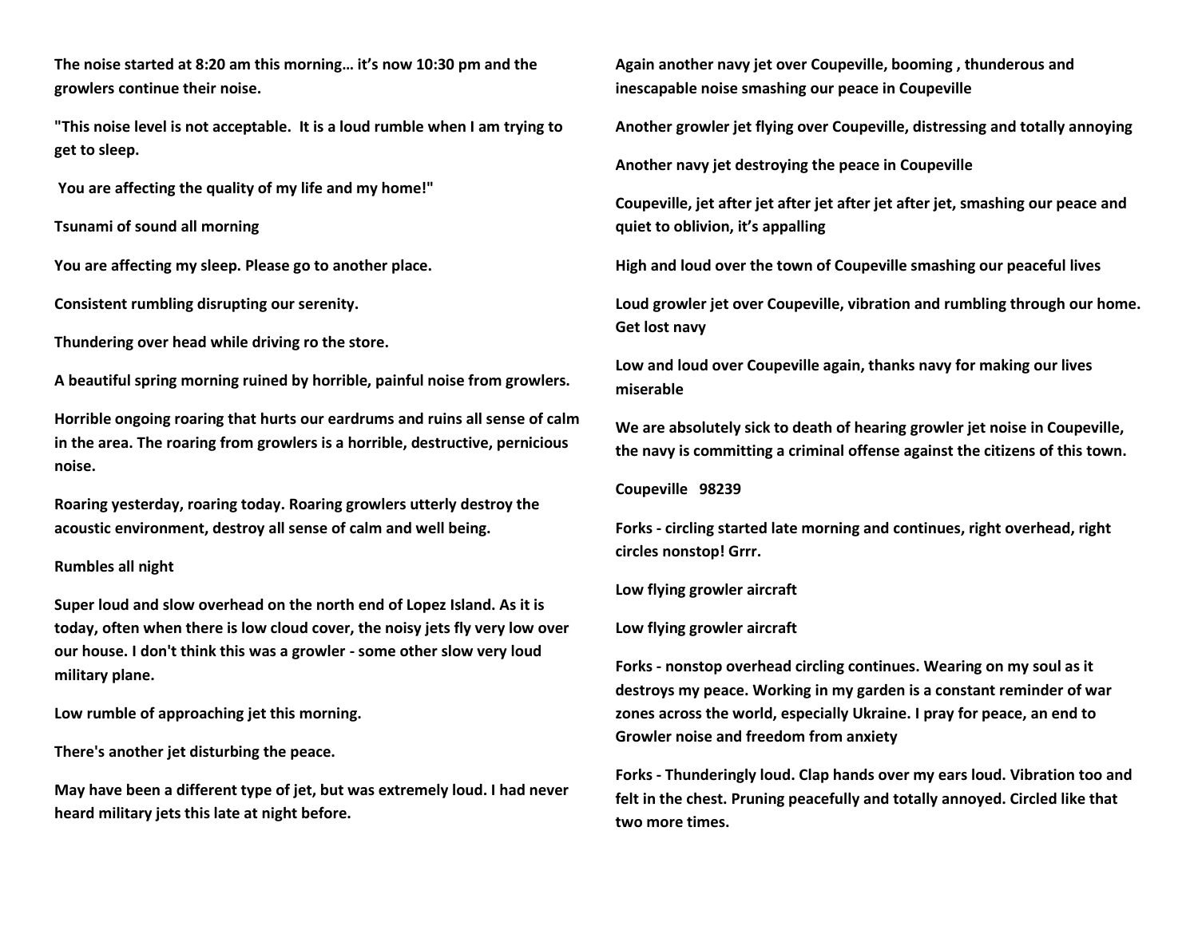**The noise started at 8:20 am this morning… it's now 10:30 pm and the growlers continue their noise.**

**"This noise level is not acceptable.  It is a loud rumble when I am trying to get to sleep.**

**You are affecting the quality of my life and my home!"**

**Tsunami of sound all morning**

**You are affecting my sleep. Please go to another place.**

**Consistent rumbling disrupting our serenity.**

**Thundering over head while driving ro the store.**

**A beautiful spring morning ruined by horrible, painful noise from growlers.**

**Horrible ongoing roaring that hurts our eardrums and ruins all sense of calm in the area. The roaring from growlers is a horrible, destructive, pernicious noise.**

**Roaring yesterday, roaring today. Roaring growlers utterly destroy the acoustic environment, destroy all sense of calm and well being.**

**Rumbles all night**

**Super loud and slow overhead on the north end of Lopez Island. As it is today, often when there is low cloud cover, the noisy jets fly very low over our house. I don't think this was a growler - some other slow very loud military plane.**

**Low rumble of approaching jet this morning.**

**There's another jet disturbing the peace.**

**May have been a different type of jet, but was extremely loud. I had never heard military jets this late at night before.**

**Again another navy jet over Coupeville, booming , thunderous and inescapable noise smashing our peace in Coupeville**

**Another growler jet flying over Coupeville, distressing and totally annoying**

**Another navy jet destroying the peace in Coupeville**

**Coupeville, jet after jet after jet after jet after jet, smashing our peace and quiet to oblivion, it's appalling**

**High and loud over the town of Coupeville smashing our peaceful lives**

**Loud growler jet over Coupeville, vibration and rumbling through our home. Get lost navy**

**Low and loud over Coupeville again, thanks navy for making our lives miserable**

**We are absolutely sick to death of hearing growler jet noise in Coupeville, the navy is committing a criminal offense against the citizens of this town.**

**Coupeville   98239**

**Forks - circling started late morning and continues, right overhead, right circles nonstop! Grrr.**

**Low flying growler aircraft**

**Low flying growler aircraft**

**Forks - nonstop overhead circling continues. Wearing on my soul as it destroys my peace. Working in my garden is a constant reminder of war zones across the world, especially Ukraine. I pray for peace, an end to Growler noise and freedom from anxiety**

**Forks - Thunderingly loud. Clap hands over my ears loud. Vibration too and felt in the chest. Pruning peacefully and totally annoyed. Circled like that two more times.**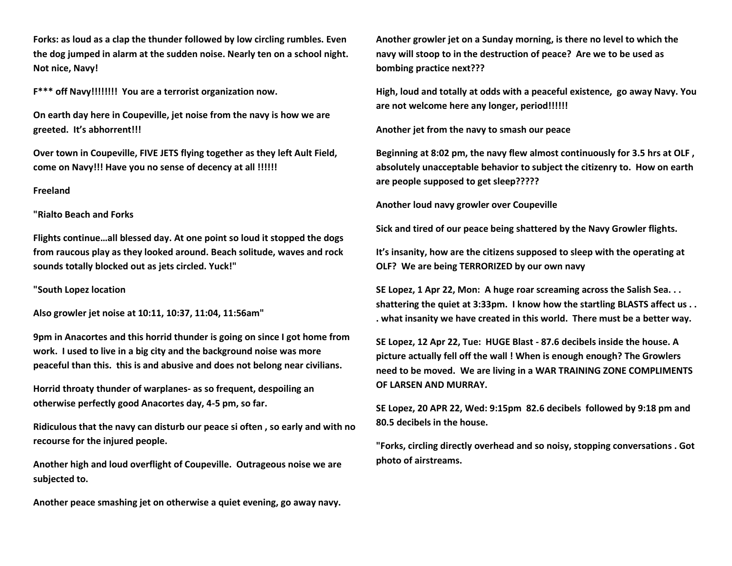**Forks: as loud as a clap the thunder followed by low circling rumbles. Even the dog jumped in alarm at the sudden noise. Nearly ten on a school night. Not nice, Navy!**

**F*** off Navy!!!!!!!! You are a terrorist organization now.**

**On earth day here in Coupeville, jet noise from the navy is how we are greeted. It's abhorrent!!!**

**Over town in Coupeville, FIVE JETS flying together as they left Ault Field, come on Navy!!! Have you no sense of decency at all !!!!!!**

**Freeland**

**"Rialto Beach and Forks**

**Flights continue…all blessed day. At one point so loud it stopped the dogs from raucous play as they looked around. Beach solitude, waves and rock sounds totally blocked out as jets circled. Yuck!"**

**"South Lopez location**

**Also growler jet noise at 10:11, 10:37, 11:04, 11:56am"**

**9pm in Anacortes and this horrid thunder is going on since I got home from work. I used to live in a big city and the background noise was more peaceful than this. this is and abusive and does not belong near civilians.**

**Horrid throaty thunder of warplanes- as so frequent, despoiling an otherwise perfectly good Anacortes day, 4-5 pm, so far.**

**Ridiculous that the navy can disturb our peace si often , so early and with no recourse for the injured people.**

**Another high and loud overflight of Coupeville. Outrageous noise we are subjected to.**

**Another peace smashing jet on otherwise a quiet evening, go away navy.**

**Another growler jet on a Sunday morning, is there no level to which the navy will stoop to in the destruction of peace? Are we to be used as bombing practice next???**

**High, loud and totally at odds with a peaceful existence, go away Navy. You are not welcome here any longer, period!!!!!!**

**Another jet from the navy to smash our peace**

**Beginning at 8:02 pm, the navy flew almost continuously for 3.5 hrs at OLF , absolutely unacceptable behavior to subject the citizenry to. How on earth are people supposed to get sleep?????**

**Another loud navy growler over Coupeville**

**Sick and tired of our peace being shattered by the Navy Growler flights.**

**It's insanity, how are the citizens supposed to sleep with the operating at OLF? We are being TERRORIZED by our own navy**

**SE Lopez, 1 Apr 22, Mon: A huge roar screaming across the Salish Sea. . . shattering the quiet at 3:33pm. I know how the startling BLASTS affect us . . . what insanity we have created in this world. There must be a better way.**

**SE Lopez, 12 Apr 22, Tue: HUGE Blast - 87.6 decibels inside the house. A picture actually fell off the wall ! When is enough enough? The Growlers need to be moved. We are living in a WAR TRAINING ZONE COMPLIMENTS OF LARSEN AND MURRAY.**

**SE Lopez, 20 APR 22, Wed: 9:15pm 82.6 decibels followed by 9:18 pm and 80.5 decibels in the house.**

**"Forks, circling directly overhead and so noisy, stopping conversations . Got photo of airstreams.**